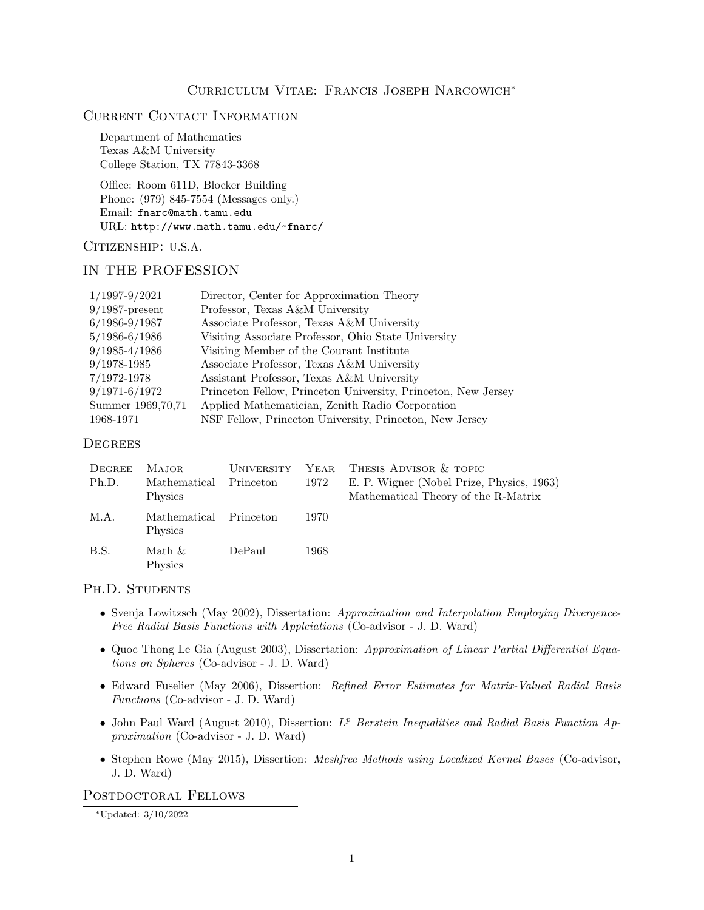# Curriculum Vitae: Francis Joseph Narcowich*

## Current Contact Information

Department of Mathematics  
Texas A&M University  
College Station, TX 77843-3368

Office: Room 611D, Blocker Building  
Phone: (979) 845-7554 (Messages only.)  
Email: fnarc@math.tamu.edu  
URL: http://www.math.tamu.edu/~fnarc/

## Citizenship: U.S.A.

# IN THE PROFESSION

| | |
|---|---|
| 1/1997-9/2021 | Director, Center for Approximation Theory |
| 9/1987-present | Professor, Texas A&M University |
| 6/1986-9/1987 | Associate Professor, Texas A&M University |
| 5/1986-6/1986 | Visiting Associate Professor, Ohio State University |
| 9/1985-4/1986 | Visiting Member of the Courant Institute |
| 9/1978-1985 | Associate Professor, Texas A&M University |
| 7/1972-1978 | Assistant Professor, Texas A&M University |
| 9/1971-6/1972 | Princeton Fellow, Princeton University, Princeton, New Jersey |
| Summer 1969,70,71 | Applied Mathematician, Zenith Radio Corporation |
| 1968-1971 | NSF Fellow, Princeton University, Princeton, New Jersey |

## Degrees

| Degree | Major | University | Year | Thesis Advisor & topic |
|---|---|---|---|---|
| Ph.D. | Mathematical Physics | Princeton | 1972 | E. P. Wigner (Nobel Prize, Physics, 1963) Mathematical Theory of the R-Matrix |
| M.A. | Mathematical Physics | Princeton | 1970 | |
| B.S. | Math & Physics | DePaul | 1968 | |

## Ph.D. Students

- Svenja Lowitzsch (May 2002), Dissertation: *Approximation and Interpolation Employing Divergence-Free Radial Basis Functions with Applciations* (Co-advisor - J. D. Ward)
- Quoc Thong Le Gia (August 2003), Dissertation: *Approximation of Linear Partial Differential Equations on Spheres* (Co-advisor - J. D. Ward)
- Edward Fuselier (May 2006), Dissertion: *Refined Error Estimates for Matrix-Valued Radial Basis Functions* (Co-advisor - J. D. Ward)
- John Paul Ward (August 2010), Dissertion: *$L^p$ Berstein Inequalities and Radial Basis Function Approximation* (Co-advisor - J. D. Ward)
- Stephen Rowe (May 2015), Dissertion: *Meshfree Methods using Localized Kernel Bases* (Co-advisor, J. D. Ward)

## Postdoctoral Fellows

*Updated: 3/10/2022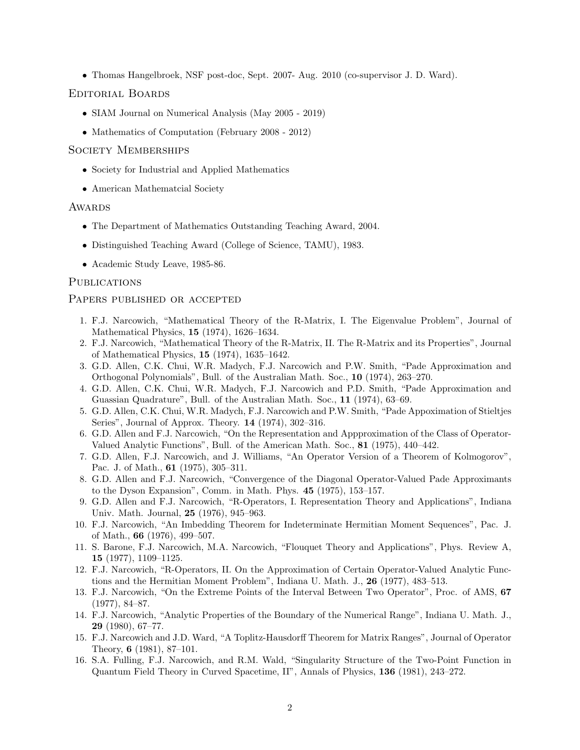- Thomas Hangelbroek, NSF post-doc, Sept. 2007- Aug. 2010 (co-supervisor J. D. Ward).

## Editorial Boards

- SIAM Journal on Numerical Analysis (May 2005 - 2019)
- Mathematics of Computation (February 2008 - 2012)

## Society Memberships

- Society for Industrial and Applied Mathematics
- American Mathematcial Society

## Awards

- The Department of Mathematics Outstanding Teaching Award, 2004.
- Distinguished Teaching Award (College of Science, TAMU), 1983.
- Academic Study Leave, 1985-86.

## Publications

## Papers published or accepted

1. F.J. Narcowich, "Mathematical Theory of the R-Matrix, I. The Eigenvalue Problem", Journal of Mathematical Physics, **15** (1974), 1626–1634.
2. F.J. Narcowich, "Mathematical Theory of the R-Matrix, II. The R-Matrix and its Properties", Journal of Mathematical Physics, **15** (1974), 1635–1642.
3. G.D. Allen, C.K. Chui, W.R. Madych, F.J. Narcowich and P.W. Smith, "Pade Approximation and Orthogonal Polynomials", Bull. of the Australian Math. Soc., **10** (1974), 263–270.
4. G.D. Allen, C.K. Chui, W.R. Madych, F.J. Narcowich and P.D. Smith, "Pade Approximation and Guassian Quadrature", Bull. of the Australian Math. Soc., **11** (1974), 63–69.
5. G.D. Allen, C.K. Chui, W.R. Madych, F.J. Narcowich and P.W. Smith, "Pade Appoximation of Stieltjes Series", Journal of Approx. Theory. **14** (1974), 302–316.
6. G.D. Allen and F.J. Narcowich, "On the Representation and Appproximation of the Class of Operator-Valued Analytic Functions", Bull. of the American Math. Soc., **81** (1975), 440–442.
7. G.D. Allen, F.J. Narcowich, and J. Williams, "An Operator Version of a Theorem of Kolmogorov", Pac. J. of Math., **61** (1975), 305–311.
8. G.D. Allen and F.J. Narcowich, "Convergence of the Diagonal Operator-Valued Pade Approximants to the Dyson Expansion", Comm. in Math. Phys. **45** (1975), 153–157.
9. G.D. Allen and F.J. Narcowich, "R-Operators, I. Representation Theory and Applications", Indiana Univ. Math. Journal, **25** (1976), 945–963.
10. F.J. Narcowich, "An Imbedding Theorem for Indeterminate Hermitian Moment Sequences", Pac. J. of Math., **66** (1976), 499–507.
11. S. Barone, F.J. Narcowich, M.A. Narcowich, "Flouquet Theory and Applications", Phys. Review A, **15** (1977), 1109–1125.
12. F.J. Narcowich, "R-Operators, II. On the Approximation of Certain Operator-Valued Analytic Functions and the Hermitian Moment Problem", Indiana U. Math. J., **26** (1977), 483–513.
13. F.J. Narcowich, "On the Extreme Points of the Interval Between Two Operator", Proc. of AMS, **67** (1977), 84–87.
14. F.J. Narcowich, "Analytic Properties of the Boundary of the Numerical Range", Indiana U. Math. J., **29** (1980), 67–77.
15. F.J. Narcowich and J.D. Ward, "A Toplitz-Hausdorff Theorem for Matrix Ranges", Journal of Operator Theory, **6** (1981), 87–101.
16. S.A. Fulling, F.J. Narcowich, and R.M. Wald, "Singularity Structure of the Two-Point Function in Quantum Field Theory in Curved Spacetime, II", Annals of Physics, **136** (1981), 243–272.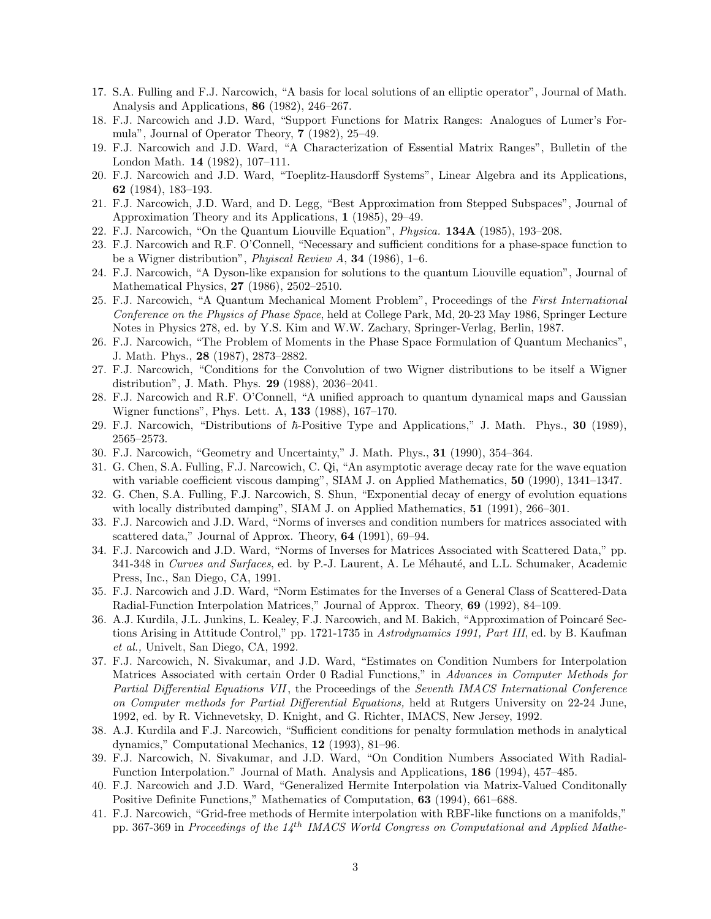17. S.A. Fulling and F.J. Narcowich, "A basis for local solutions of an elliptic operator", Journal of Math. Analysis and Applications, **86** (1982), 246–267.
18. F.J. Narcowich and J.D. Ward, "Support Functions for Matrix Ranges: Analogues of Lumer's Formula", Journal of Operator Theory, **7** (1982), 25–49.
19. F.J. Narcowich and J.D. Ward, "A Characterization of Essential Matrix Ranges", Bulletin of the London Math. **14** (1982), 107–111.
20. F.J. Narcowich and J.D. Ward, "Toeplitz-Hausdorff Systems", Linear Algebra and its Applications, **62** (1984), 183–193.
21. F.J. Narcowich, J.D. Ward, and D. Legg, "Best Approximation from Stepped Subspaces", Journal of Approximation Theory and its Applications, **1** (1985), 29–49.
22. F.J. Narcowich, "On the Quantum Liouville Equation", *Physica.* **134A** (1985), 193–208.
23. F.J. Narcowich and R.F. O'Connell, "Necessary and sufficient conditions for a phase-space function to be a Wigner distribution", *Phyiscal Review A*, **34** (1986), 1–6.
24. F.J. Narcowich, "A Dyson-like expansion for solutions to the quantum Liouville equation", Journal of Mathematical Physics, **27** (1986), 2502–2510.
25. F.J. Narcowich, "A Quantum Mechanical Moment Problem", Proceedings of the *First International Conference on the Physics of Phase Space*, held at College Park, Md, 20-23 May 1986, Springer Lecture Notes in Physics 278, ed. by Y.S. Kim and W.W. Zachary, Springer-Verlag, Berlin, 1987.
26. F.J. Narcowich, "The Problem of Moments in the Phase Space Formulation of Quantum Mechanics", J. Math. Phys., **28** (1987), 2873–2882.
27. F.J. Narcowich, "Conditions for the Convolution of two Wigner distributions to be itself a Wigner distribution", J. Math. Phys. **29** (1988), 2036–2041.
28. F.J. Narcowich and R.F. O'Connell, "A unified approach to quantum dynamical maps and Gaussian Wigner functions", Phys. Lett. A, **133** (1988), 167–170.
29. F.J. Narcowich, "Distributions of $\hbar$-Positive Type and Applications," J. Math. Phys., **30** (1989), 2565–2573.
30. F.J. Narcowich, "Geometry and Uncertainty," J. Math. Phys., **31** (1990), 354–364.
31. G. Chen, S.A. Fulling, F.J. Narcowich, C. Qi, "An asymptotic average decay rate for the wave equation with variable coefficient viscous damping", SIAM J. on Applied Mathematics, **50** (1990), 1341–1347.
32. G. Chen, S.A. Fulling, F.J. Narcowich, S. Shun, "Exponential decay of energy of evolution equations with locally distributed damping", SIAM J. on Applied Mathematics, **51** (1991), 266–301.
33. F.J. Narcowich and J.D. Ward, "Norms of inverses and condition numbers for matrices associated with scattered data," Journal of Approx. Theory, **64** (1991), 69–94.
34. F.J. Narcowich and J.D. Ward, "Norms of Inverses for Matrices Associated with Scattered Data," pp. 341-348 in *Curves and Surfaces*, ed. by P.-J. Laurent, A. Le Méhauté, and L.L. Schumaker, Academic Press, Inc., San Diego, CA, 1991.
35. F.J. Narcowich and J.D. Ward, "Norm Estimates for the Inverses of a General Class of Scattered-Data Radial-Function Interpolation Matrices," Journal of Approx. Theory, **69** (1992), 84–109.
36. A.J. Kurdila, J.L. Junkins, L. Kealey, F.J. Narcowich, and M. Bakich, "Approximation of Poincaré Sections Arising in Attitude Control," pp. 1721-1735 in *Astrodynamics 1991, Part III*, ed. by B. Kaufman *et al.,* Univelt, San Diego, CA, 1992.
37. F.J. Narcowich, N. Sivakumar, and J.D. Ward, "Estimates on Condition Numbers for Interpolation Matrices Associated with certain Order 0 Radial Functions," in *Advances in Computer Methods for Partial Differential Equations VII*, the Proceedings of the *Seventh IMACS International Conference on Computer methods for Partial Differential Equations,* held at Rutgers University on 22-24 June, 1992, ed. by R. Vichnevetsky, D. Knight, and G. Richter, IMACS, New Jersey, 1992.
38. A.J. Kurdila and F.J. Narcowich, "Sufficient conditions for penalty formulation methods in analytical dynamics," Computational Mechanics, **12** (1993), 81–96.
39. F.J. Narcowich, N. Sivakumar, and J.D. Ward, "On Condition Numbers Associated With Radial-Function Interpolation." Journal of Math. Analysis and Applications, **186** (1994), 457–485.
40. F.J. Narcowich and J.D. Ward, "Generalized Hermite Interpolation via Matrix-Valued Conditonally Positive Definite Functions," Mathematics of Computation, **63** (1994), 661–688.
41. F.J. Narcowich, "Grid-free methods of Hermite interpolation with RBF-like functions on a manifolds," pp. 367-369 in *Proceedings of the $14^{th}$ IMACS World Congress on Computational and Applied Mathe-*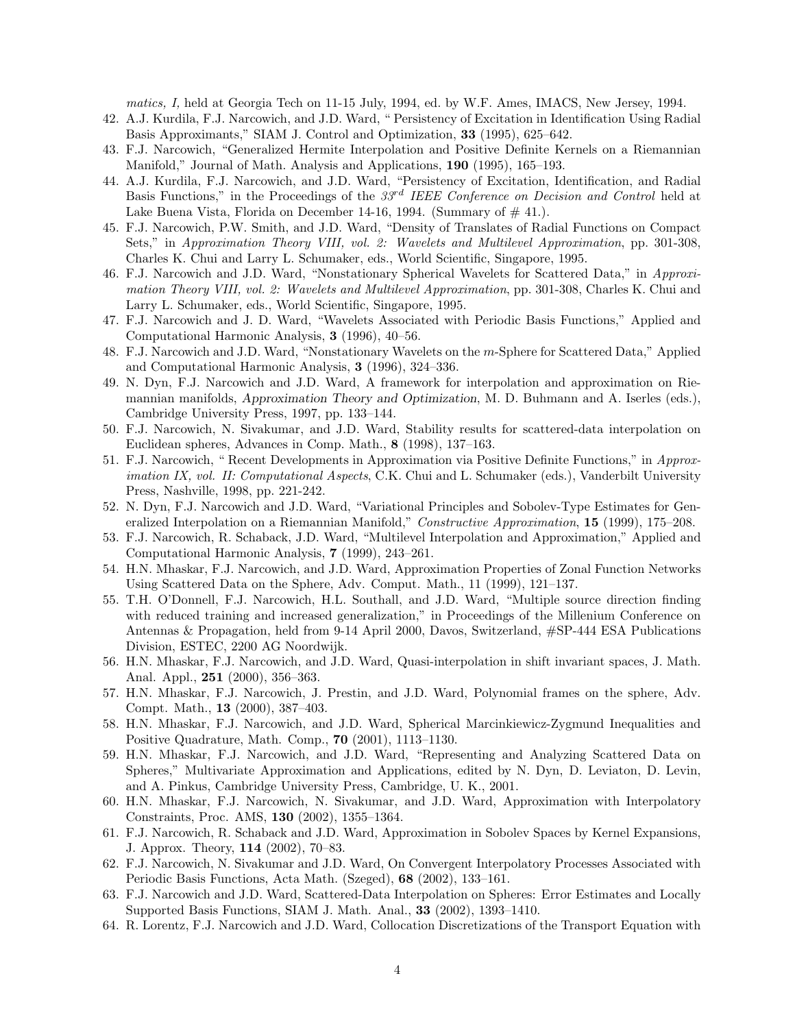*matics, I,* held at Georgia Tech on 11-15 July, 1994, ed. by W.F. Ames, IMACS, New Jersey, 1994.

42. A.J. Kurdila, F.J. Narcowich, and J.D. Ward, " Persistency of Excitation in Identification Using Radial Basis Approximants," SIAM J. Control and Optimization, **33** (1995), 625–642.
43. F.J. Narcowich, "Generalized Hermite Interpolation and Positive Definite Kernels on a Riemannian Manifold," Journal of Math. Analysis and Applications, **190** (1995), 165–193.
44. A.J. Kurdila, F.J. Narcowich, and J.D. Ward, "Persistency of Excitation, Identification, and Radial Basis Functions," in the Proceedings of the *33$^{rd}$ IEEE Conference on Decision and Control* held at Lake Buena Vista, Florida on December 14-16, 1994. (Summary of # 41.).
45. F.J. Narcowich, P.W. Smith, and J.D. Ward, "Density of Translates of Radial Functions on Compact Sets," in *Approximation Theory VIII, vol. 2: Wavelets and Multilevel Approximation*, pp. 301-308, Charles K. Chui and Larry L. Schumaker, eds., World Scientific, Singapore, 1995.
46. F.J. Narcowich and J.D. Ward, "Nonstationary Spherical Wavelets for Scattered Data," in *Approximation Theory VIII, vol. 2: Wavelets and Multilevel Approximation*, pp. 301-308, Charles K. Chui and Larry L. Schumaker, eds., World Scientific, Singapore, 1995.
47. F.J. Narcowich and J. D. Ward, "Wavelets Associated with Periodic Basis Functions," Applied and Computational Harmonic Analysis, **3** (1996), 40–56.
48. F.J. Narcowich and J.D. Ward, "Nonstationary Wavelets on the $m$-Sphere for Scattered Data," Applied and Computational Harmonic Analysis, **3** (1996), 324–336.
49. N. Dyn, F.J. Narcowich and J.D. Ward, A framework for interpolation and approximation on Riemannian manifolds, *Approximation Theory and Optimization*, M. D. Buhmann and A. Iserles (eds.), Cambridge University Press, 1997, pp. 133–144.
50. F.J. Narcowich, N. Sivakumar, and J.D. Ward, Stability results for scattered-data interpolation on Euclidean spheres, Advances in Comp. Math., **8** (1998), 137–163.
51. F.J. Narcowich, " Recent Developments in Approximation via Positive Definite Functions," in *Approximation IX, vol. II: Computational Aspects*, C.K. Chui and L. Schumaker (eds.), Vanderbilt University Press, Nashville, 1998, pp. 221-242.
52. N. Dyn, F.J. Narcowich and J.D. Ward, "Variational Principles and Sobolev-Type Estimates for Generalized Interpolation on a Riemannian Manifold," *Constructive Approximation*, **15** (1999), 175–208.
53. F.J. Narcowich, R. Schaback, J.D. Ward, "Multilevel Interpolation and Approximation," Applied and Computational Harmonic Analysis, **7** (1999), 243–261.
54. H.N. Mhaskar, F.J. Narcowich, and J.D. Ward, Approximation Properties of Zonal Function Networks Using Scattered Data on the Sphere, Adv. Comput. Math., 11 (1999), 121–137.
55. T.H. O'Donnell, F.J. Narcowich, H.L. Southall, and J.D. Ward, "Multiple source direction finding with reduced training and increased generalization," in Proceedings of the Millenium Conference on Antennas & Propagation, held from 9-14 April 2000, Davos, Switzerland, #SP-444 ESA Publications Division, ESTEC, 2200 AG Noordwijk.
56. H.N. Mhaskar, F.J. Narcowich, and J.D. Ward, Quasi-interpolation in shift invariant spaces, J. Math. Anal. Appl., **251** (2000), 356–363.
57. H.N. Mhaskar, F.J. Narcowich, J. Prestin, and J.D. Ward, Polynomial frames on the sphere, Adv. Compt. Math., **13** (2000), 387–403.
58. H.N. Mhaskar, F.J. Narcowich, and J.D. Ward, Spherical Marcinkiewicz-Zygmund Inequalities and Positive Quadrature, Math. Comp., **70** (2001), 1113–1130.
59. H.N. Mhaskar, F.J. Narcowich, and J.D. Ward, "Representing and Analyzing Scattered Data on Spheres," Multivariate Approximation and Applications, edited by N. Dyn, D. Leviaton, D. Levin, and A. Pinkus, Cambridge University Press, Cambridge, U. K., 2001.
60. H.N. Mhaskar, F.J. Narcowich, N. Sivakumar, and J.D. Ward, Approximation with Interpolatory Constraints, Proc. AMS, **130** (2002), 1355–1364.
61. F.J. Narcowich, R. Schaback and J.D. Ward, Approximation in Sobolev Spaces by Kernel Expansions, J. Approx. Theory, **114** (2002), 70–83.
62. F.J. Narcowich, N. Sivakumar and J.D. Ward, On Convergent Interpolatory Processes Associated with Periodic Basis Functions, Acta Math. (Szeged), **68** (2002), 133–161.
63. F.J. Narcowich and J.D. Ward, Scattered-Data Interpolation on Spheres: Error Estimates and Locally Supported Basis Functions, SIAM J. Math. Anal., **33** (2002), 1393–1410.
64. R. Lorentz, F.J. Narcowich and J.D. Ward, Collocation Discretizations of the Transport Equation with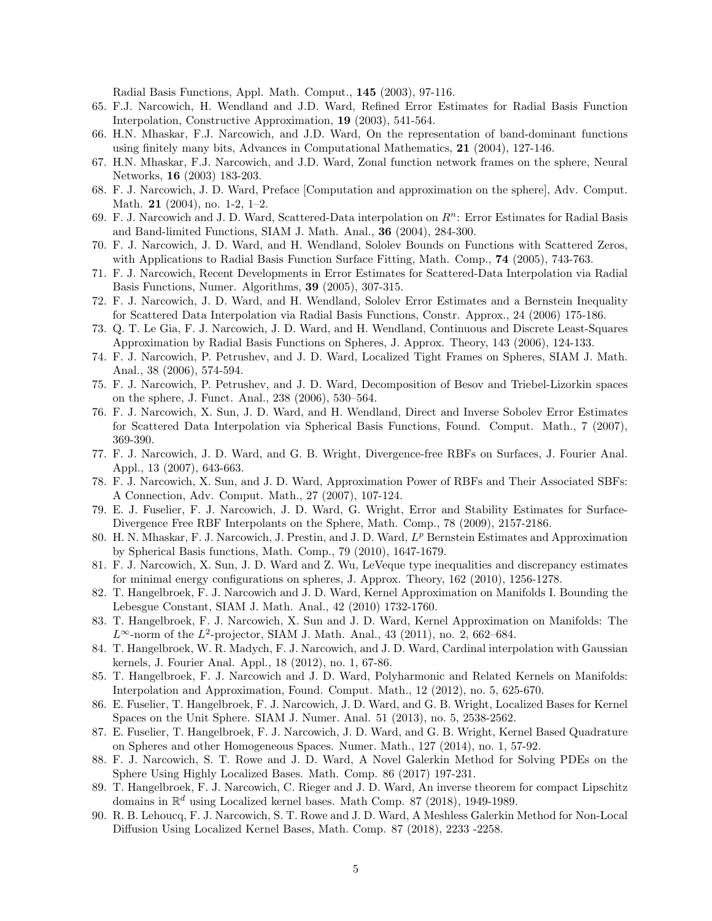Radial Basis Functions, Appl. Math. Comput., **145** (2003), 97-116.

65. F.J. Narcowich, H. Wendland and J.D. Ward, Refined Error Estimates for Radial Basis Function Interpolation, Constructive Approximation, **19** (2003), 541-564.
66. H.N. Mhaskar, F.J. Narcowich, and J.D. Ward, On the representation of band-dominant functions using finitely many bits, Advances in Computational Mathematics, **21** (2004), 127-146.
67. H.N. Mhaskar, F.J. Narcowich, and J.D. Ward, Zonal function network frames on the sphere, Neural Networks, **16** (2003) 183-203.
68. F. J. Narcowich, J. D. Ward, Preface [Computation and approximation on the sphere], Adv. Comput. Math. **21** (2004), no. 1-2, 1–2.
69. F. J. Narcowich and J. D. Ward, Scattered-Data interpolation on $R^n$: Error Estimates for Radial Basis and Band-limited Functions, SIAM J. Math. Anal., **36** (2004), 284-300.
70. F. J. Narcowich, J. D. Ward, and H. Wendland, Sololev Bounds on Functions with Scattered Zeros, with Applications to Radial Basis Function Surface Fitting, Math. Comp., **74** (2005), 743-763.
71. F. J. Narcowich, Recent Developments in Error Estimates for Scattered-Data Interpolation via Radial Basis Functions, Numer. Algorithms, **39** (2005), 307-315.
72. F. J. Narcowich, J. D. Ward, and H. Wendland, Sololev Error Estimates and a Bernstein Inequality for Scattered Data Interpolation via Radial Basis Functions, Constr. Approx., 24 (2006) 175-186.
73. Q. T. Le Gia, F. J. Narcowich, J. D. Ward, and H. Wendland, Continuous and Discrete Least-Squares Approximation by Radial Basis Functions on Spheres, J. Approx. Theory, 143 (2006), 124-133.
74. F. J. Narcowich, P. Petrushev, and J. D. Ward, Localized Tight Frames on Spheres, SIAM J. Math. Anal., 38 (2006), 574-594.
75. F. J. Narcowich, P. Petrushev, and J. D. Ward, Decomposition of Besov and Triebel-Lizorkin spaces on the sphere, J. Funct. Anal., 238 (2006), 530–564.
76. F. J. Narcowich, X. Sun, J. D. Ward, and H. Wendland, Direct and Inverse Sobolev Error Estimates for Scattered Data Interpolation via Spherical Basis Functions, Found. Comput. Math., 7 (2007), 369-390.
77. F. J. Narcowich, J. D. Ward, and G. B. Wright, Divergence-free RBFs on Surfaces, J. Fourier Anal. Appl., 13 (2007), 643-663.
78. F. J. Narcowich, X. Sun, and J. D. Ward, Approximation Power of RBFs and Their Associated SBFs: A Connection, Adv. Comput. Math., 27 (2007), 107-124.
79. E. J. Fuselier, F. J. Narcowich, J. D. Ward, G. Wright, Error and Stability Estimates for Surface-Divergence Free RBF Interpolants on the Sphere, Math. Comp., 78 (2009), 2157-2186.
80. H. N. Mhaskar, F. J. Narcowich, J. Prestin, and J. D. Ward, $L^p$ Bernstein Estimates and Approximation by Spherical Basis functions, Math. Comp., 79 (2010), 1647-1679.
81. F. J. Narcowich, X. Sun, J. D. Ward and Z. Wu, LeVeque type inequalities and discrepancy estimates for minimal energy configurations on spheres, J. Approx. Theory, 162 (2010), 1256-1278.
82. T. Hangelbroek, F. J. Narcowich and J. D. Ward, Kernel Approximation on Manifolds I. Bounding the Lebesgue Constant, SIAM J. Math. Anal., 42 (2010) 1732-1760.
83. T. Hangelbroek, F. J. Narcowich, X. Sun and J. D. Ward, Kernel Approximation on Manifolds: The $L^\infty$-norm of the $L^2$-projector, SIAM J. Math. Anal., 43 (2011), no. 2, 662–684.
84. T. Hangelbroek, W. R. Madych, F. J. Narcowich, and J. D. Ward, Cardinal interpolation with Gaussian kernels, J. Fourier Anal. Appl., 18 (2012), no. 1, 67-86.
85. T. Hangelbroek, F. J. Narcowich and J. D. Ward, Polyharmonic and Related Kernels on Manifolds: Interpolation and Approximation, Found. Comput. Math., 12 (2012), no. 5, 625-670.
86. E. Fuselier, T. Hangelbroek, F. J. Narcowich, J. D. Ward, and G. B. Wright, Localized Bases for Kernel Spaces on the Unit Sphere. SIAM J. Numer. Anal. 51 (2013), no. 5, 2538-2562.
87. E. Fuselier, T. Hangelbroek, F. J. Narcowich, J. D. Ward, and G. B. Wright, Kernel Based Quadrature on Spheres and other Homogeneous Spaces. Numer. Math., 127 (2014), no. 1, 57-92.
88. F. J. Narcowich, S. T. Rowe and J. D. Ward, A Novel Galerkin Method for Solving PDEs on the Sphere Using Highly Localized Bases. Math. Comp. 86 (2017) 197-231.
89. T. Hangelbroek, F. J. Narcowich, C. Rieger and J. D. Ward, An inverse theorem for compact Lipschitz domains in $\mathbb{R}^d$ using Localized kernel bases. Math Comp. 87 (2018), 1949-1989.
90. R. B. Lehoucq, F. J. Narcowich, S. T. Rowe and J. D. Ward, A Meshless Galerkin Method for Non-Local Diffusion Using Localized Kernel Bases, Math. Comp. 87 (2018), 2233 -2258.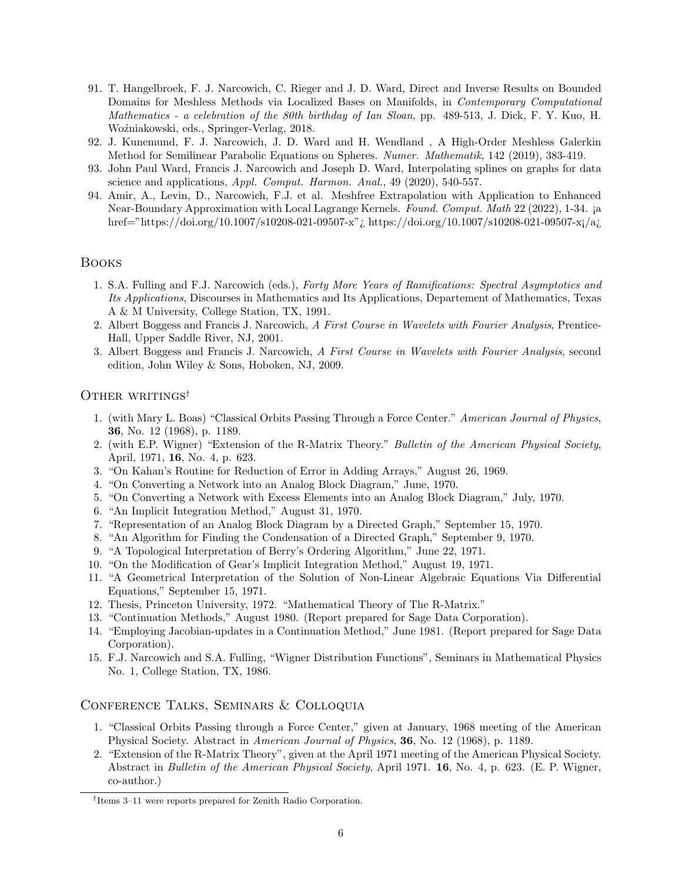91. T. Hangelbroek, F. J. Narcowich, C. Rieger and J. D. Ward, Direct and Inverse Results on Bounded Domains for Meshless Methods via Localized Bases on Manifolds, in *Contemporary Computational Mathematics - a celebration of the 80th birthday of Ian Sloan*, pp. 489-513, J. Dick, F. Y. Kuo, H. Woźniakowski, eds., Springer-Verlag, 2018.
92. J. Kunemund, F. J. Narcowich, J. D. Ward and H. Wendland , A High-Order Meshless Galerkin Method for Semilinear Parabolic Equations on Spheres. *Numer. Mathematik*, 142 (2019), 383-419.
93. John Paul Ward, Francis J. Narcowich and Joseph D. Ward, Interpolating splines on graphs for data science and applications, *Appl. Comput. Harmon. Anal.*, 49 (2020), 540-557.
94. Amir, A., Levin, D., Narcowich, F.J. et al. Meshfree Extrapolation with Application to Enhanced Near-Boundary Approximation with Local Lagrange Kernels. *Found. Comput. Math* 22 (2022), 1-34. ¡a href="https://doi.org/10.1007/s10208-021-09507-x"¿ https://doi.org/10.1007/s10208-021-09507-x¡/a¿

## Books

1. S.A. Fulling and F.J. Narcowich (eds.), *Forty More Years of Ramifications: Spectral Asymptotics and Its Applications*, Discourses in Mathematics and Its Applications, Departement of Mathematics, Texas A & M University, College Station, TX, 1991.
2. Albert Boggess and Francis J. Narcowich, *A First Course in Wavelets with Fourier Analysis*, Prentice-Hall, Upper Saddle River, NJ, 2001.
3. Albert Boggess and Francis J. Narcowich, *A First Course in Wavelets with Fourier Analysis*, second edition, John Wiley & Sons, Hoboken, NJ, 2009.

## Other writings†

1. (with Mary L. Boas) "Classical Orbits Passing Through a Force Center." *American Journal of Physics*, **36**, No. 12 (1968), p. 1189.
2. (with E.P. Wigner) "Extension of the R-Matrix Theory." *Bulletin of the American Physical Society*, April, 1971, **16**, No. 4, p. 623.
3. "On Kahan's Routine for Reduction of Error in Adding Arrays," August 26, 1969.
4. "On Converting a Network into an Analog Block Diagram," June, 1970.
5. "On Converting a Network with Excess Elements into an Analog Block Diagram," July, 1970.
6. "An Implicit Integration Method," August 31, 1970.
7. "Representation of an Analog Block Diagram by a Directed Graph," September 15, 1970.
8. "An Algorithm for Finding the Condensation of a Directed Graph," September 9, 1970.
9. "A Topological Interpretation of Berry's Ordering Algorithm," June 22, 1971.
10. "On the Modification of Gear's Implicit Integration Method," August 19, 1971.
11. "A Geometrical Interpretation of the Solution of Non-Linear Algebraic Equations Via Differential Equations," September 15, 1971.
12. Thesis, Princeton University, 1972. "Mathematical Theory of The R-Matrix."
13. "Continuation Methods," August 1980. (Report prepared for Sage Data Corporation).
14. "Employing Jacobian-updates in a Continuation Method," June 1981. (Report prepared for Sage Data Corporation).
15. F.J. Narcowich and S.A. Fulling, "Wigner Distribution Functions", Seminars in Mathematical Physics No. 1, College Station, TX, 1986.

## Conference Talks, Seminars & Colloquia

1. "Classical Orbits Passing through a Force Center," given at January, 1968 meeting of the American Physical Society. Abstract in *American Journal of Physics*, **36**, No. 12 (1968), p. 1189.
2. "Extension of the R-Matrix Theory", given at the April 1971 meeting of the American Physical Society. Abstract in *Bulletin of the American Physical Society*, April 1971. **16**, No. 4, p. 623. (E. P. Wigner, co-author.)

†Items 3–11 were reports prepared for Zenith Radio Corporation.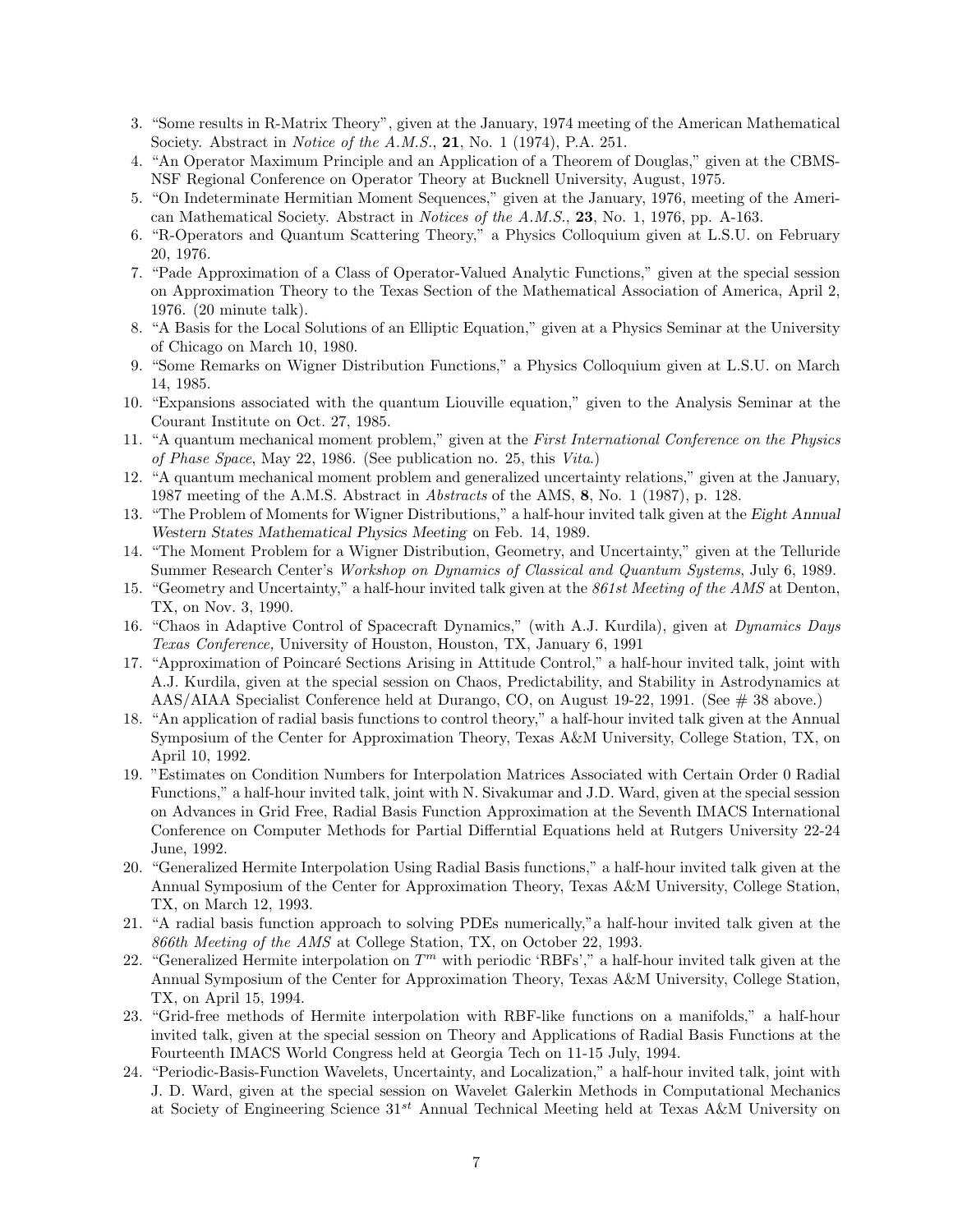3. "Some results in R-Matrix Theory", given at the January, 1974 meeting of the American Mathematical Society. Abstract in *Notice of the A.M.S.*, **21**, No. 1 (1974), P.A. 251.
4. "An Operator Maximum Principle and an Application of a Theorem of Douglas," given at the CBMS-NSF Regional Conference on Operator Theory at Bucknell University, August, 1975.
5. "On Indeterminate Hermitian Moment Sequences," given at the January, 1976, meeting of the American Mathematical Society. Abstract in *Notices of the A.M.S.*, **23**, No. 1, 1976, pp. A-163.
6. "R-Operators and Quantum Scattering Theory," a Physics Colloquium given at L.S.U. on February 20, 1976.
7. "Pade Approximation of a Class of Operator-Valued Analytic Functions," given at the special session on Approximation Theory to the Texas Section of the Mathematical Association of America, April 2, 1976. (20 minute talk).
8. "A Basis for the Local Solutions of an Elliptic Equation," given at a Physics Seminar at the University of Chicago on March 10, 1980.
9. "Some Remarks on Wigner Distribution Functions," a Physics Colloquium given at L.S.U. on March 14, 1985.
10. "Expansions associated with the quantum Liouville equation," given to the Analysis Seminar at the Courant Institute on Oct. 27, 1985.
11. "A quantum mechanical moment problem," given at the *First International Conference on the Physics of Phase Space*, May 22, 1986. (See publication no. 25, this *Vita*.)
12. "A quantum mechanical moment problem and generalized uncertainty relations," given at the January, 1987 meeting of the A.M.S. Abstract in *Abstracts* of the AMS, **8**, No. 1 (1987), p. 128.
13. "The Problem of Moments for Wigner Distributions," a half-hour invited talk given at the *Eight Annual Western States Mathematical Physics Meeting* on Feb. 14, 1989.
14. "The Moment Problem for a Wigner Distribution, Geometry, and Uncertainty," given at the Telluride Summer Research Center's *Workshop on Dynamics of Classical and Quantum Systems*, July 6, 1989.
15. "Geometry and Uncertainty," a half-hour invited talk given at the *861st Meeting of the AMS* at Denton, TX, on Nov. 3, 1990.
16. "Chaos in Adaptive Control of Spacecraft Dynamics," (with A.J. Kurdila), given at *Dynamics Days Texas Conference,* University of Houston, Houston, TX, January 6, 1991
17. "Approximation of Poincaré Sections Arising in Attitude Control," a half-hour invited talk, joint with A.J. Kurdila, given at the special session on Chaos, Predictability, and Stability in Astrodynamics at AAS/AIAA Specialist Conference held at Durango, CO, on August 19-22, 1991. (See # 38 above.)
18. "An application of radial basis functions to control theory," a half-hour invited talk given at the Annual Symposium of the Center for Approximation Theory, Texas A&M University, College Station, TX, on April 10, 1992.
19. "Estimates on Condition Numbers for Interpolation Matrices Associated with Certain Order 0 Radial Functions," a half-hour invited talk, joint with N. Sivakumar and J.D. Ward, given at the special session on Advances in Grid Free, Radial Basis Function Approximation at the Seventh IMACS International Conference on Computer Methods for Partial Differntial Equations held at Rutgers University 22-24 June, 1992.
20. "Generalized Hermite Interpolation Using Radial Basis functions," a half-hour invited talk given at the Annual Symposium of the Center for Approximation Theory, Texas A&M University, College Station, TX, on March 12, 1993.
21. "A radial basis function approach to solving PDEs numerically,"a half-hour invited talk given at the *866th Meeting of the AMS* at College Station, TX, on October 22, 1993.
22. "Generalized Hermite interpolation on $T^m$ with periodic 'RBFs'," a half-hour invited talk given at the Annual Symposium of the Center for Approximation Theory, Texas A&M University, College Station, TX, on April 15, 1994.
23. "Grid-free methods of Hermite interpolation with RBF-like functions on a manifolds," a half-hour invited talk, given at the special session on Theory and Applications of Radial Basis Functions at the Fourteenth IMACS World Congress held at Georgia Tech on 11-15 July, 1994.
24. "Periodic-Basis-Function Wavelets, Uncertainty, and Localization," a half-hour invited talk, joint with J. D. Ward, given at the special session on Wavelet Galerkin Methods in Computational Mechanics at Society of Engineering Science 31$^{st}$ Annual Technical Meeting held at Texas A&M University on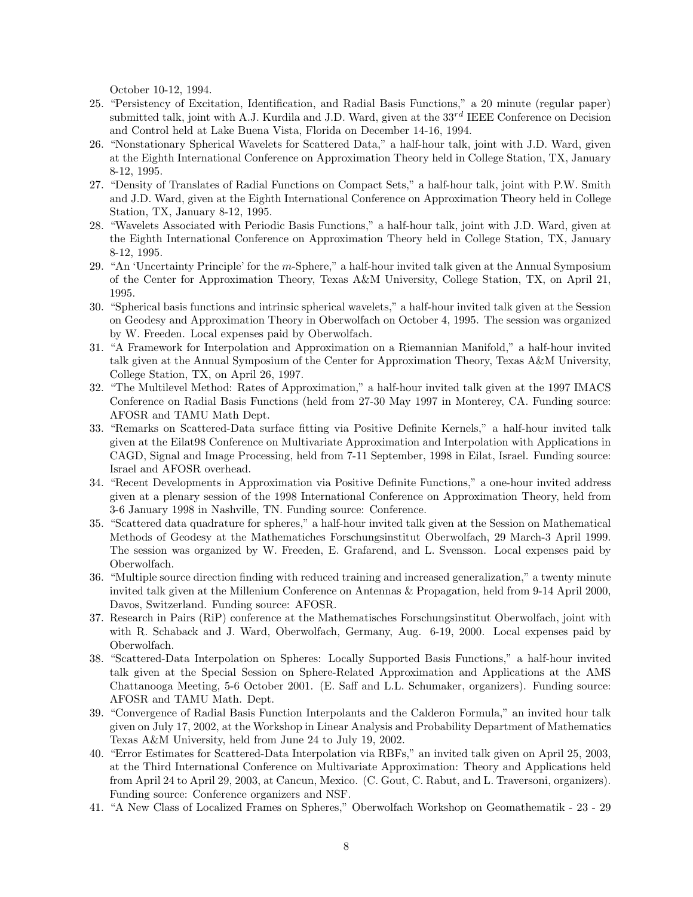October 10-12, 1994.

25. "Persistency of Excitation, Identification, and Radial Basis Functions," a 20 minute (regular paper) submitted talk, joint with A.J. Kurdila and J.D. Ward, given at the $33^{rd}$ IEEE Conference on Decision and Control held at Lake Buena Vista, Florida on December 14-16, 1994.
26. "Nonstationary Spherical Wavelets for Scattered Data," a half-hour talk, joint with J.D. Ward, given at the Eighth International Conference on Approximation Theory held in College Station, TX, January 8-12, 1995.
27. "Density of Translates of Radial Functions on Compact Sets," a half-hour talk, joint with P.W. Smith and J.D. Ward, given at the Eighth International Conference on Approximation Theory held in College Station, TX, January 8-12, 1995.
28. "Wavelets Associated with Periodic Basis Functions," a half-hour talk, joint with J.D. Ward, given at the Eighth International Conference on Approximation Theory held in College Station, TX, January 8-12, 1995.
29. "An 'Uncertainty Principle' for the $m$-Sphere," a half-hour invited talk given at the Annual Symposium of the Center for Approximation Theory, Texas A&M University, College Station, TX, on April 21, 1995.
30. "Spherical basis functions and intrinsic spherical wavelets," a half-hour invited talk given at the Session on Geodesy and Approximation Theory in Oberwolfach on October 4, 1995. The session was organized by W. Freeden. Local expenses paid by Oberwolfach.
31. "A Framework for Interpolation and Approximation on a Riemannian Manifold," a half-hour invited talk given at the Annual Symposium of the Center for Approximation Theory, Texas A&M University, College Station, TX, on April 26, 1997.
32. "The Multilevel Method: Rates of Approximation," a half-hour invited talk given at the 1997 IMACS Conference on Radial Basis Functions (held from 27-30 May 1997 in Monterey, CA. Funding source: AFOSR and TAMU Math Dept.
33. "Remarks on Scattered-Data surface fitting via Positive Definite Kernels," a half-hour invited talk given at the Eilat98 Conference on Multivariate Approximation and Interpolation with Applications in CAGD, Signal and Image Processing, held from 7-11 September, 1998 in Eilat, Israel. Funding source: Israel and AFOSR overhead.
34. "Recent Developments in Approximation via Positive Definite Functions," a one-hour invited address given at a plenary session of the 1998 International Conference on Approximation Theory, held from 3-6 January 1998 in Nashville, TN. Funding source: Conference.
35. "Scattered data quadrature for spheres," a half-hour invited talk given at the Session on Mathematical Methods of Geodesy at the Mathematiches Forschungsinstitut Oberwolfach, 29 March-3 April 1999. The session was organized by W. Freeden, E. Grafarend, and L. Svensson. Local expenses paid by Oberwolfach.
36. "Multiple source direction finding with reduced training and increased generalization," a twenty minute invited talk given at the Millenium Conference on Antennas & Propagation, held from 9-14 April 2000, Davos, Switzerland. Funding source: AFOSR.
37. Research in Pairs (RiP) conference at the Mathematisches Forschungsinstitut Oberwolfach, joint with with R. Schaback and J. Ward, Oberwolfach, Germany, Aug. 6-19, 2000. Local expenses paid by Oberwolfach.
38. "Scattered-Data Interpolation on Spheres: Locally Supported Basis Functions," a half-hour invited talk given at the Special Session on Sphere-Related Approximation and Applications at the AMS Chattanooga Meeting, 5-6 October 2001. (E. Saff and L.L. Schumaker, organizers). Funding source: AFOSR and TAMU Math. Dept.
39. "Convergence of Radial Basis Function Interpolants and the Calderon Formula," an invited hour talk given on July 17, 2002, at the Workshop in Linear Analysis and Probability Department of Mathematics Texas A&M University, held from June 24 to July 19, 2002.
40. "Error Estimates for Scattered-Data Interpolation via RBFs," an invited talk given on April 25, 2003, at the Third International Conference on Multivariate Approximation: Theory and Applications held from April 24 to April 29, 2003, at Cancun, Mexico. (C. Gout, C. Rabut, and L. Traversoni, organizers). Funding source: Conference organizers and NSF.
41. "A New Class of Localized Frames on Spheres," Oberwolfach Workshop on Geomathematik - 23 - 29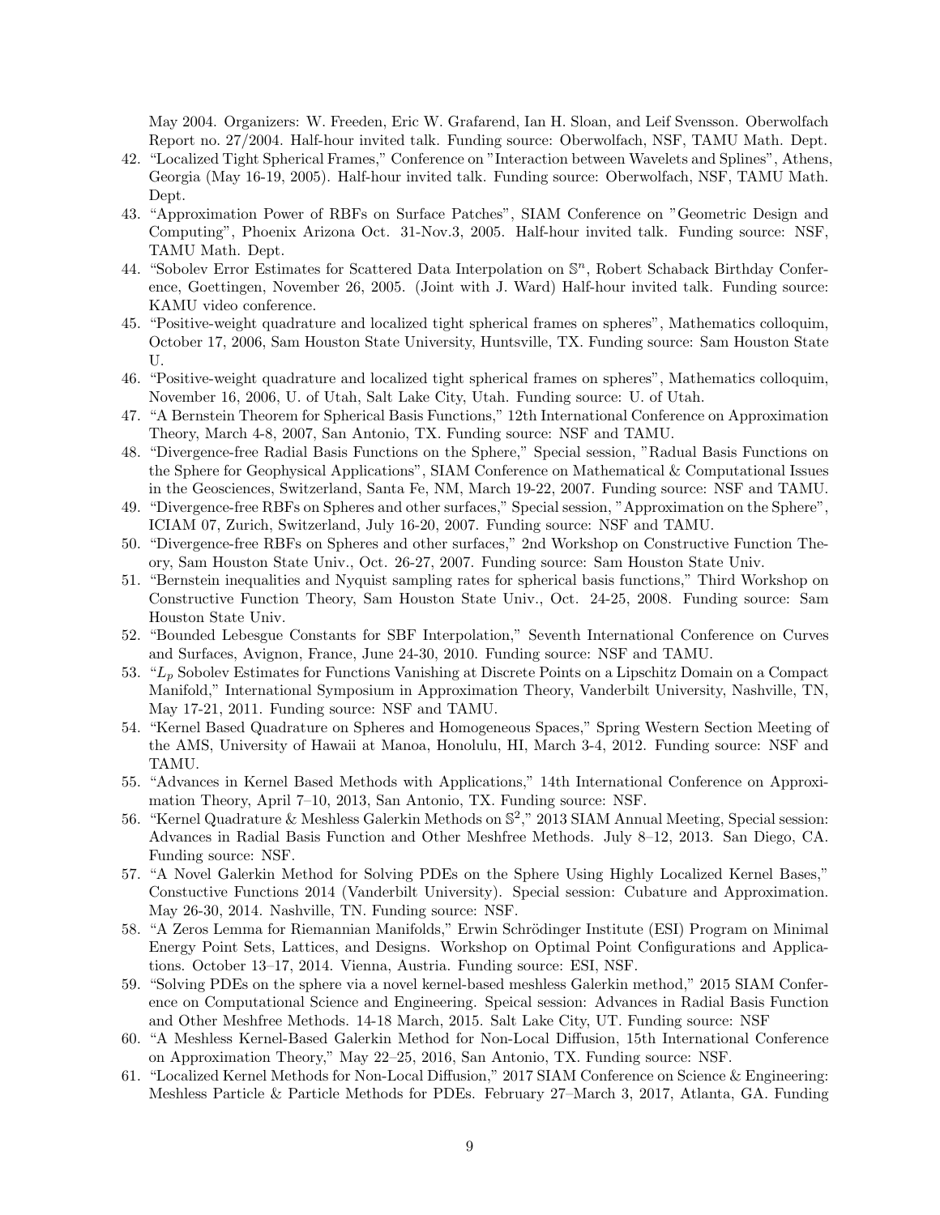May 2004. Organizers: W. Freeden, Eric W. Grafarend, Ian H. Sloan, and Leif Svensson. Oberwolfach Report no. 27/2004. Half-hour invited talk. Funding source: Oberwolfach, NSF, TAMU Math. Dept.

42. "Localized Tight Spherical Frames," Conference on "Interaction between Wavelets and Splines", Athens, Georgia (May 16-19, 2005). Half-hour invited talk. Funding source: Oberwolfach, NSF, TAMU Math. Dept.
43. "Approximation Power of RBFs on Surface Patches", SIAM Conference on "Geometric Design and Computing", Phoenix Arizona Oct. 31-Nov.3, 2005. Half-hour invited talk. Funding source: NSF, TAMU Math. Dept.
44. "Sobolev Error Estimates for Scattered Data Interpolation on $\mathbb{S}^n$, Robert Schaback Birthday Conference, Goettingen, November 26, 2005. (Joint with J. Ward) Half-hour invited talk. Funding source: KAMU video conference.
45. "Positive-weight quadrature and localized tight spherical frames on spheres", Mathematics colloquim, October 17, 2006, Sam Houston State University, Huntsville, TX. Funding source: Sam Houston State U.
46. "Positive-weight quadrature and localized tight spherical frames on spheres", Mathematics colloquim, November 16, 2006, U. of Utah, Salt Lake City, Utah. Funding source: U. of Utah.
47. "A Bernstein Theorem for Spherical Basis Functions," 12th International Conference on Approximation Theory, March 4-8, 2007, San Antonio, TX. Funding source: NSF and TAMU.
48. "Divergence-free Radial Basis Functions on the Sphere," Special session, "Radual Basis Functions on the Sphere for Geophysical Applications", SIAM Conference on Mathematical & Computational Issues in the Geosciences, Switzerland, Santa Fe, NM, March 19-22, 2007. Funding source: NSF and TAMU.
49. "Divergence-free RBFs on Spheres and other surfaces," Special session, "Approximation on the Sphere", ICIAM 07, Zurich, Switzerland, July 16-20, 2007. Funding source: NSF and TAMU.
50. "Divergence-free RBFs on Spheres and other surfaces," 2nd Workshop on Constructive Function Theory, Sam Houston State Univ., Oct. 26-27, 2007. Funding source: Sam Houston State Univ.
51. "Bernstein inequalities and Nyquist sampling rates for spherical basis functions," Third Workshop on Constructive Function Theory, Sam Houston State Univ., Oct. 24-25, 2008. Funding source: Sam Houston State Univ.
52. "Bounded Lebesgue Constants for SBF Interpolation," Seventh International Conference on Curves and Surfaces, Avignon, France, June 24-30, 2010. Funding source: NSF and TAMU.
53. "$L_p$ Sobolev Estimates for Functions Vanishing at Discrete Points on a Lipschitz Domain on a Compact Manifold," International Symposium in Approximation Theory, Vanderbilt University, Nashville, TN, May 17-21, 2011. Funding source: NSF and TAMU.
54. "Kernel Based Quadrature on Spheres and Homogeneous Spaces," Spring Western Section Meeting of the AMS, University of Hawaii at Manoa, Honolulu, HI, March 3-4, 2012. Funding source: NSF and TAMU.
55. "Advances in Kernel Based Methods with Applications," 14th International Conference on Approximation Theory, April 7–10, 2013, San Antonio, TX. Funding source: NSF.
56. "Kernel Quadrature & Meshless Galerkin Methods on $\mathbb{S}^2$," 2013 SIAM Annual Meeting, Special session: Advances in Radial Basis Function and Other Meshfree Methods. July 8–12, 2013. San Diego, CA. Funding source: NSF.
57. "A Novel Galerkin Method for Solving PDEs on the Sphere Using Highly Localized Kernel Bases," Constuctive Functions 2014 (Vanderbilt University). Special session: Cubature and Approximation. May 26-30, 2014. Nashville, TN. Funding source: NSF.
58. "A Zeros Lemma for Riemannian Manifolds," Erwin Schrödinger Institute (ESI) Program on Minimal Energy Point Sets, Lattices, and Designs. Workshop on Optimal Point Configurations and Applications. October 13–17, 2014. Vienna, Austria. Funding source: ESI, NSF.
59. "Solving PDEs on the sphere via a novel kernel-based meshless Galerkin method," 2015 SIAM Conference on Computational Science and Engineering. Speical session: Advances in Radial Basis Function and Other Meshfree Methods. 14-18 March, 2015. Salt Lake City, UT. Funding source: NSF
60. "A Meshless Kernel-Based Galerkin Method for Non-Local Diffusion, 15th International Conference on Approximation Theory," May 22–25, 2016, San Antonio, TX. Funding source: NSF.
61. "Localized Kernel Methods for Non-Local Diffusion," 2017 SIAM Conference on Science & Engineering: Meshless Particle & Particle Methods for PDEs. February 27–March 3, 2017, Atlanta, GA. Funding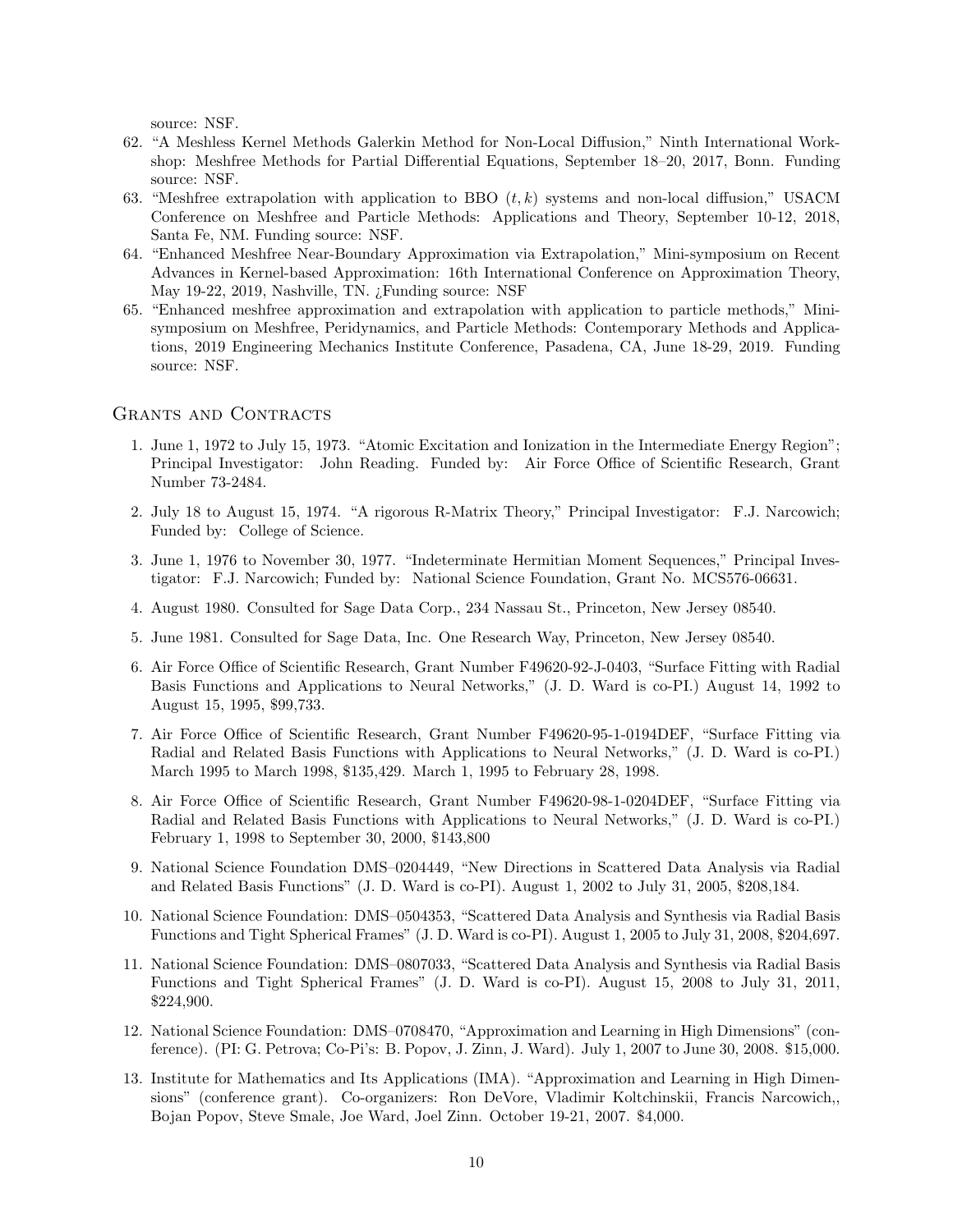source: NSF.

62. "A Meshless Kernel Methods Galerkin Method for Non-Local Diffusion," Ninth International Workshop: Meshfree Methods for Partial Differential Equations, September 18–20, 2017, Bonn. Funding source: NSF.
63. "Meshfree extrapolation with application to BBO $(t, k)$ systems and non-local diffusion," USACM Conference on Meshfree and Particle Methods: Applications and Theory, September 10-12, 2018, Santa Fe, NM. Funding source: NSF.
64. "Enhanced Meshfree Near-Boundary Approximation via Extrapolation," Mini-symposium on Recent Advances in Kernel-based Approximation: 16th International Conference on Approximation Theory, May 19-22, 2019, Nashville, TN. ¿Funding source: NSF
65. "Enhanced meshfree approximation and extrapolation with application to particle methods," Mini-symposium on Meshfree, Peridynamics, and Particle Methods: Contemporary Methods and Applications, 2019 Engineering Mechanics Institute Conference, Pasadena, CA, June 18-29, 2019. Funding source: NSF.

## Grants and Contracts

1. June 1, 1972 to July 15, 1973. "Atomic Excitation and Ionization in the Intermediate Energy Region"; Principal Investigator: John Reading. Funded by: Air Force Office of Scientific Research, Grant Number 73-2484.

2. July 18 to August 15, 1974. "A rigorous R-Matrix Theory," Principal Investigator: F.J. Narcowich; Funded by: College of Science.

3. June 1, 1976 to November 30, 1977. "Indeterminate Hermitian Moment Sequences," Principal Investigator: F.J. Narcowich; Funded by: National Science Foundation, Grant No. MCS576-06631.

4. August 1980. Consulted for Sage Data Corp., 234 Nassau St., Princeton, New Jersey 08540.

5. June 1981. Consulted for Sage Data, Inc. One Research Way, Princeton, New Jersey 08540.

6. Air Force Office of Scientific Research, Grant Number F49620-92-J-0403, "Surface Fitting with Radial Basis Functions and Applications to Neural Networks," (J. D. Ward is co-PI.) August 14, 1992 to August 15, 1995, $99,733.

7. Air Force Office of Scientific Research, Grant Number F49620-95-1-0194DEF, "Surface Fitting via Radial and Related Basis Functions with Applications to Neural Networks," (J. D. Ward is co-PI.) March 1995 to March 1998, $135,429. March 1, 1995 to February 28, 1998.

8. Air Force Office of Scientific Research, Grant Number F49620-98-1-0204DEF, "Surface Fitting via Radial and Related Basis Functions with Applications to Neural Networks," (J. D. Ward is co-PI.) February 1, 1998 to September 30, 2000, $143,800

9. National Science Foundation DMS–0204449, "New Directions in Scattered Data Analysis via Radial and Related Basis Functions" (J. D. Ward is co-PI). August 1, 2002 to July 31, 2005, $208,184.

10. National Science Foundation: DMS–0504353, "Scattered Data Analysis and Synthesis via Radial Basis Functions and Tight Spherical Frames" (J. D. Ward is co-PI). August 1, 2005 to July 31, 2008, $204,697.

11. National Science Foundation: DMS–0807033, "Scattered Data Analysis and Synthesis via Radial Basis Functions and Tight Spherical Frames" (J. D. Ward is co-PI). August 15, 2008 to July 31, 2011, $224,900.

12. National Science Foundation: DMS–0708470, "Approximation and Learning in High Dimensions" (conference). (PI: G. Petrova; Co-Pi's: B. Popov, J. Zinn, J. Ward). July 1, 2007 to June 30, 2008. $15,000.

13. Institute for Mathematics and Its Applications (IMA). "Approximation and Learning in High Dimensions" (conference grant). Co-organizers: Ron DeVore, Vladimir Koltchinskii, Francis Narcowich,, Bojan Popov, Steve Smale, Joe Ward, Joel Zinn. October 19-21, 2007. $4,000.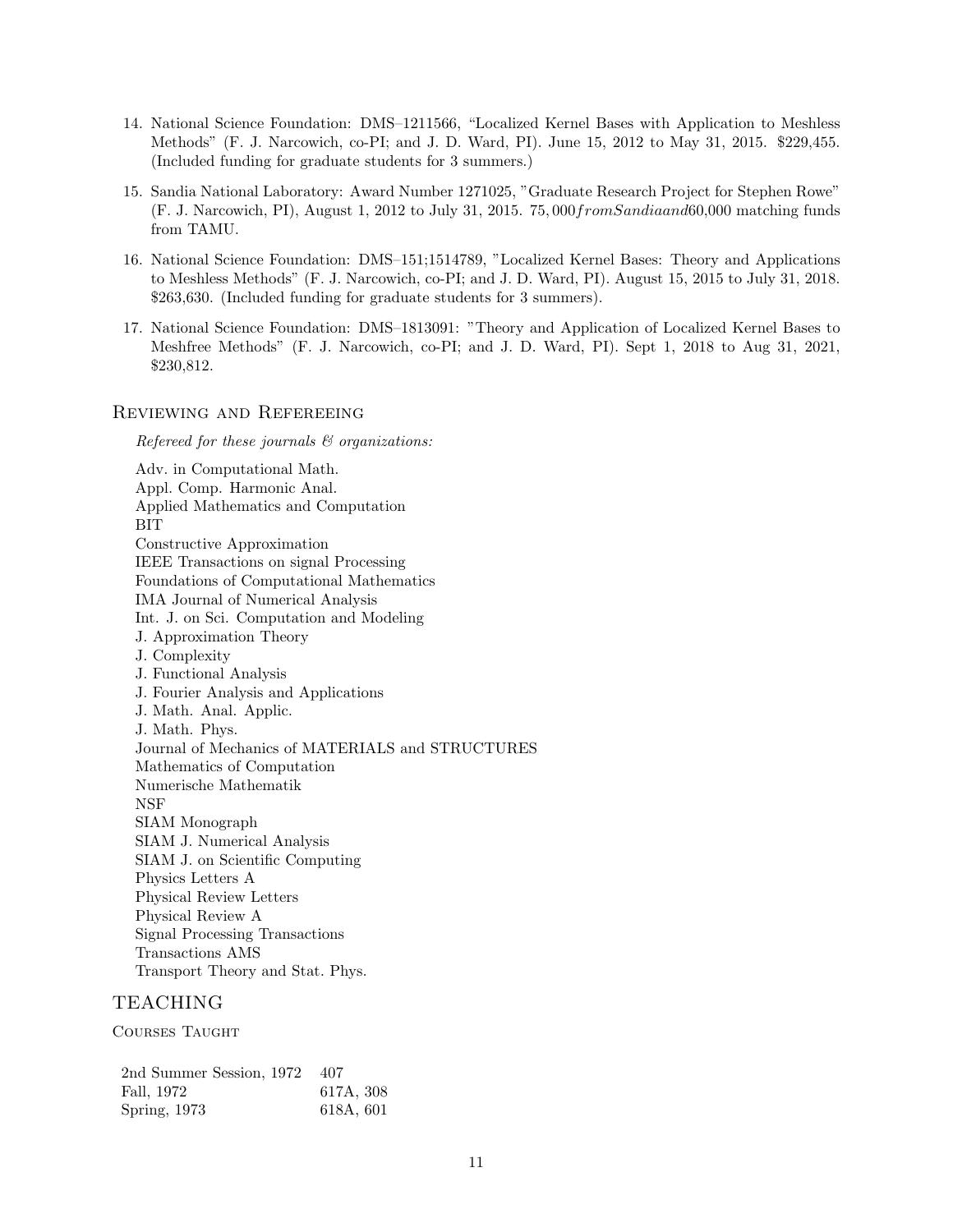14. National Science Foundation: DMS–1211566, "Localized Kernel Bases with Application to Meshless Methods" (F. J. Narcowich, co-PI; and J. D. Ward, PI). June 15, 2012 to May 31, 2015. $229,455. (Included funding for graduate students for 3 summers.)

15. Sandia National Laboratory: Award Number 1271025, "Graduate Research Project for Stephen Rowe" (F. J. Narcowich, PI), August 1, 2012 to July 31, 2015. $75,000 from Sandia and 60,000$ matching funds from TAMU.

16. National Science Foundation: DMS–151;1514789, "Localized Kernel Bases: Theory and Applications to Meshless Methods" (F. J. Narcowich, co-PI; and J. D. Ward, PI). August 15, 2015 to July 31, 2018. $263,630. (Included funding for graduate students for 3 summers).

17. National Science Foundation: DMS–1813091: "Theory and Application of Localized Kernel Bases to Meshfree Methods" (F. J. Narcowich, co-PI; and J. D. Ward, PI). Sept 1, 2018 to Aug 31, 2021, $230,812.

## Reviewing and Refereeing

*Refereed for these journals & organizations:*

Adv. in Computational Math.
Appl. Comp. Harmonic Anal.
Applied Mathematics and Computation
BIT
Constructive Approximation
IEEE Transactions on signal Processing
Foundations of Computational Mathematics
IMA Journal of Numerical Analysis
Int. J. on Sci. Computation and Modeling
J. Approximation Theory
J. Complexity
J. Functional Analysis
J. Fourier Analysis and Applications
J. Math. Anal. Applic.
J. Math. Phys.
Journal of Mechanics of MATERIALS and STRUCTURES
Mathematics of Computation
Numerische Mathematik
NSF
SIAM Monograph
SIAM J. Numerical Analysis
SIAM J. on Scientific Computing
Physics Letters A
Physical Review Letters
Physical Review A
Signal Processing Transactions
Transactions AMS
Transport Theory and Stat. Phys.

# TEACHING

## Courses Taught

| | |
|---|---|
| 2nd Summer Session, 1972 | 407 |
| Fall, 1972 | 617A, 308 |
| Spring, 1973 | 618A, 601 |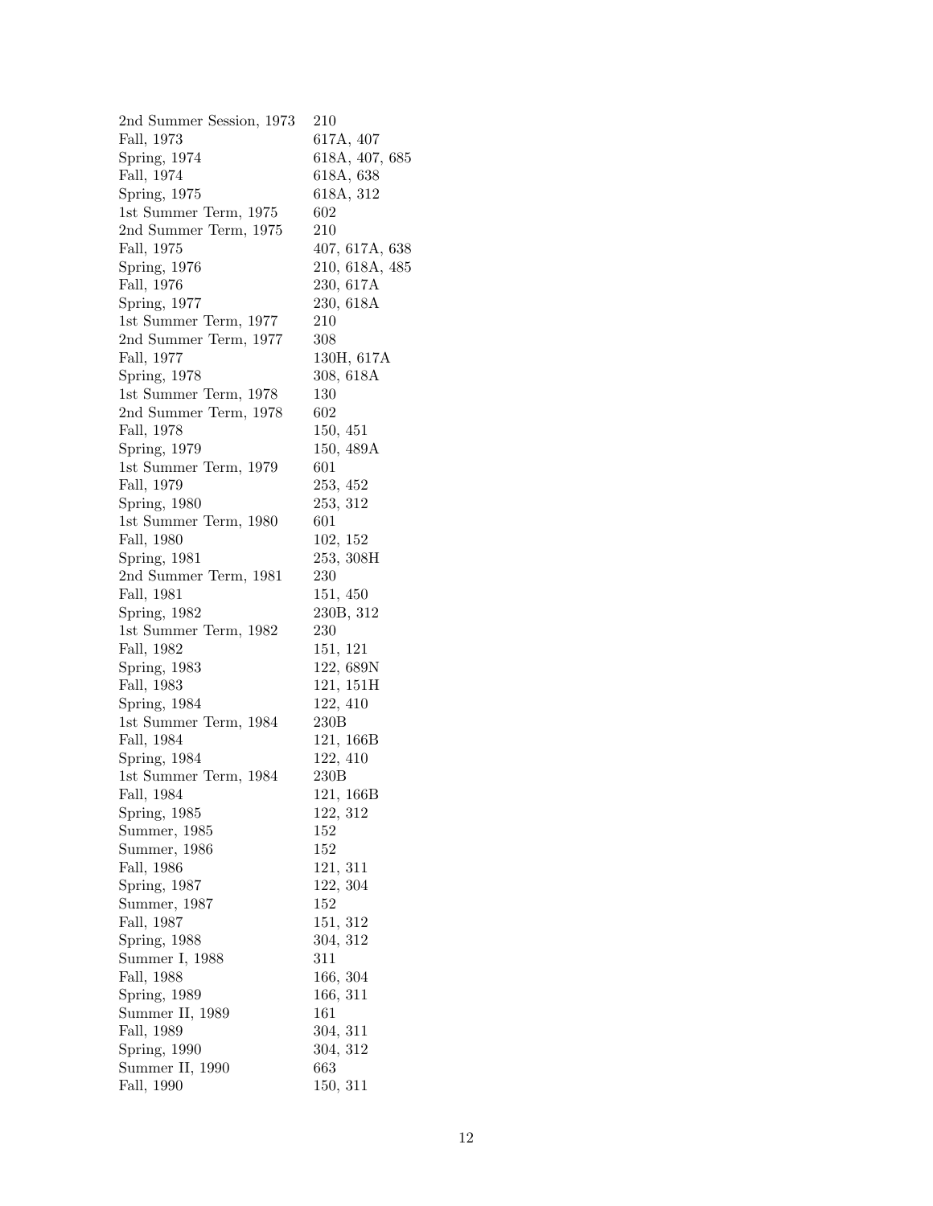| | |
|---|---|
| 2nd Summer Session, 1973 | 210 |
| Fall, 1973 | 617A, 407 |
| Spring, 1974 | 618A, 407, 685 |
| Fall, 1974 | 618A, 638 |
| Spring, 1975 | 618A, 312 |
| 1st Summer Term, 1975 | 602 |
| 2nd Summer Term, 1975 | 210 |
| Fall, 1975 | 407, 617A, 638 |
| Spring, 1976 | 210, 618A, 485 |
| Fall, 1976 | 230, 617A |
| Spring, 1977 | 230, 618A |
| 1st Summer Term, 1977 | 210 |
| 2nd Summer Term, 1977 | 308 |
| Fall, 1977 | 130H, 617A |
| Spring, 1978 | 308, 618A |
| 1st Summer Term, 1978 | 130 |
| 2nd Summer Term, 1978 | 602 |
| Fall, 1978 | 150, 451 |
| Spring, 1979 | 150, 489A |
| 1st Summer Term, 1979 | 601 |
| Fall, 1979 | 253, 452 |
| Spring, 1980 | 253, 312 |
| 1st Summer Term, 1980 | 601 |
| Fall, 1980 | 102, 152 |
| Spring, 1981 | 253, 308H |
| 2nd Summer Term, 1981 | 230 |
| Fall, 1981 | 151, 450 |
| Spring, 1982 | 230B, 312 |
| 1st Summer Term, 1982 | 230 |
| Fall, 1982 | 151, 121 |
| Spring, 1983 | 122, 689N |
| Fall, 1983 | 121, 151H |
| Spring, 1984 | 122, 410 |
| 1st Summer Term, 1984 | 230B |
| Fall, 1984 | 121, 166B |
| Spring, 1984 | 122, 410 |
| 1st Summer Term, 1984 | 230B |
| Fall, 1984 | 121, 166B |
| Spring, 1985 | 122, 312 |
| Summer, 1985 | 152 |
| Summer, 1986 | 152 |
| Fall, 1986 | 121, 311 |
| Spring, 1987 | 122, 304 |
| Summer, 1987 | 152 |
| Fall, 1987 | 151, 312 |
| Spring, 1988 | 304, 312 |
| Summer I, 1988 | 311 |
| Fall, 1988 | 166, 304 |
| Spring, 1989 | 166, 311 |
| Summer II, 1989 | 161 |
| Fall, 1989 | 304, 311 |
| Spring, 1990 | 304, 312 |
| Summer II, 1990 | 663 |
| Fall, 1990 | 150, 311 |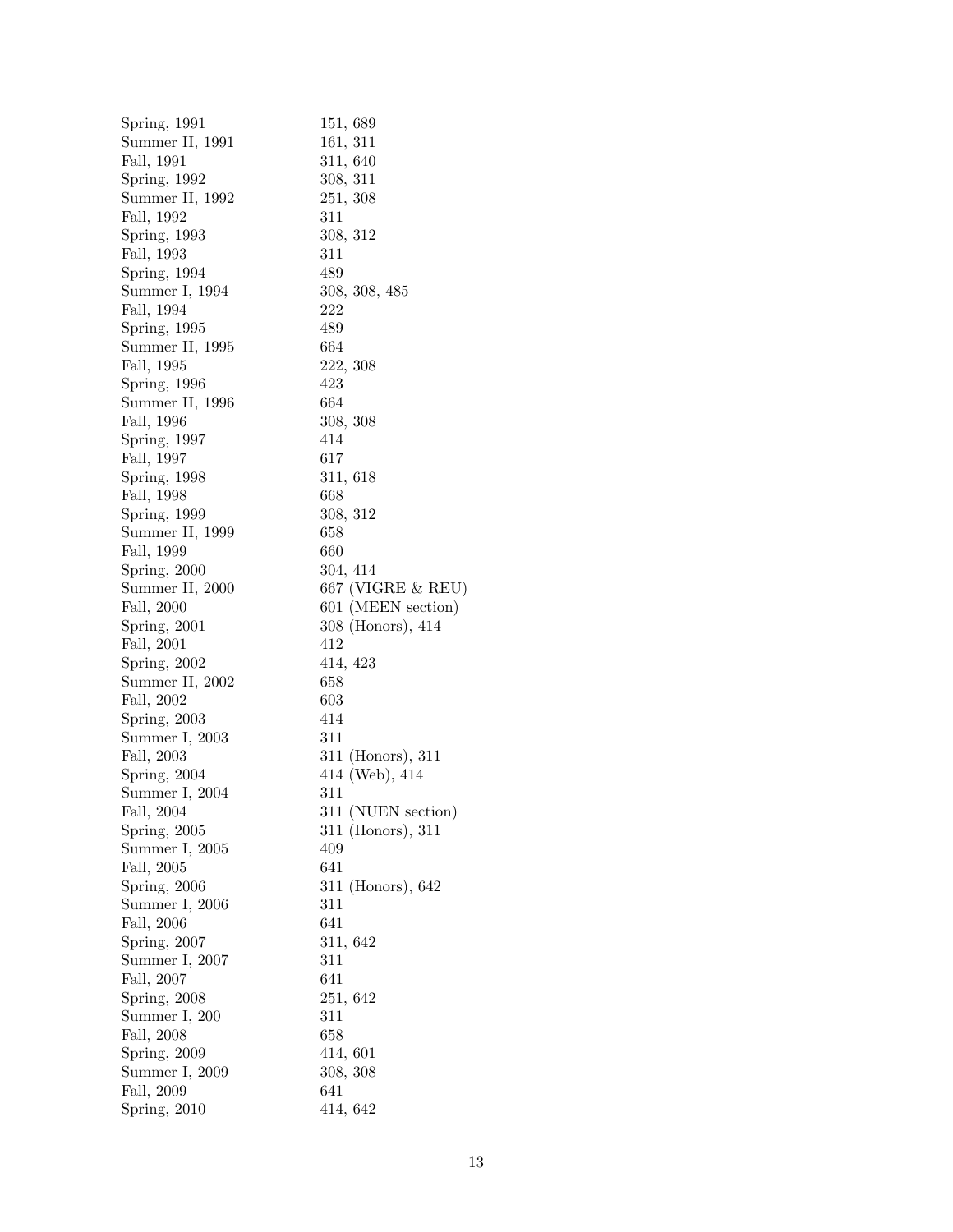| | |
|---|---|
| Spring, 1991 | 151, 689 |
| Summer II, 1991 | 161, 311 |
| Fall, 1991 | 311, 640 |
| Spring, 1992 | 308, 311 |
| Summer II, 1992 | 251, 308 |
| Fall, 1992 | 311 |
| Spring, 1993 | 308, 312 |
| Fall, 1993 | 311 |
| Spring, 1994 | 489 |
| Summer I, 1994 | 308, 308, 485 |
| Fall, 1994 | 222 |
| Spring, 1995 | 489 |
| Summer II, 1995 | 664 |
| Fall, 1995 | 222, 308 |
| Spring, 1996 | 423 |
| Summer II, 1996 | 664 |
| Fall, 1996 | 308, 308 |
| Spring, 1997 | 414 |
| Fall, 1997 | 617 |
| Spring, 1998 | 311, 618 |
| Fall, 1998 | 668 |
| Spring, 1999 | 308, 312 |
| Summer II, 1999 | 658 |
| Fall, 1999 | 660 |
| Spring, 2000 | 304, 414 |
| Summer II, 2000 | 667 (VIGRE & REU) |
| Fall, 2000 | 601 (MEEN section) |
| Spring, 2001 | 308 (Honors), 414 |
| Fall, 2001 | 412 |
| Spring, 2002 | 414, 423 |
| Summer II, 2002 | 658 |
| Fall, 2002 | 603 |
| Spring, 2003 | 414 |
| Summer I, 2003 | 311 |
| Fall, 2003 | 311 (Honors), 311 |
| Spring, 2004 | 414 (Web), 414 |
| Summer I, 2004 | 311 |
| Fall, 2004 | 311 (NUEN section) |
| Spring, 2005 | 311 (Honors), 311 |
| Summer I, 2005 | 409 |
| Fall, 2005 | 641 |
| Spring, 2006 | 311 (Honors), 642 |
| Summer I, 2006 | 311 |
| Fall, 2006 | 641 |
| Spring, 2007 | 311, 642 |
| Summer I, 2007 | 311 |
| Fall, 2007 | 641 |
| Spring, 2008 | 251, 642 |
| Summer I, 200 | 311 |
| Fall, 2008 | 658 |
| Spring, 2009 | 414, 601 |
| Summer I, 2009 | 308, 308 |
| Fall, 2009 | 641 |
| Spring, 2010 | 414, 642 |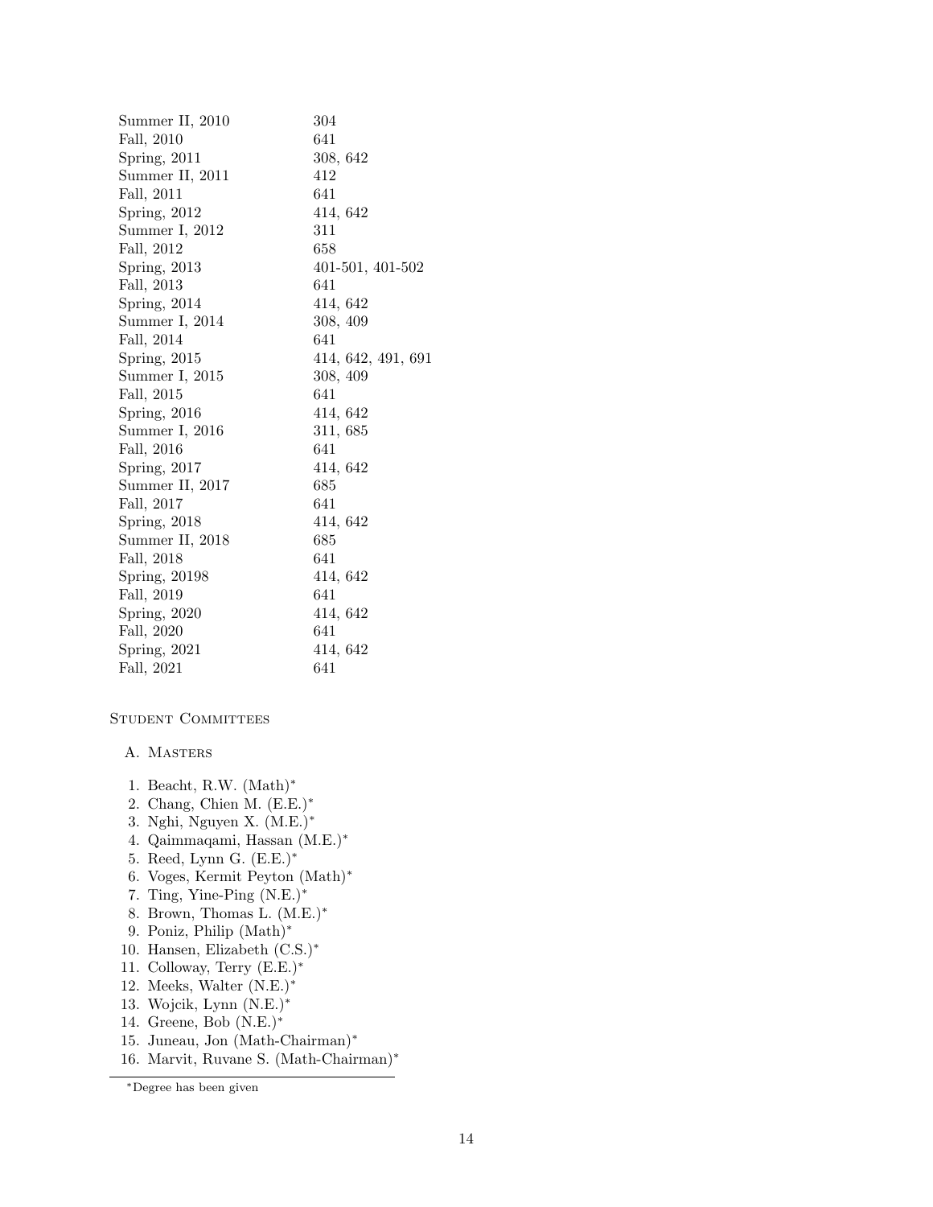| | |
|---|---|
| Summer II, 2010 | 304 |
| Fall, 2010 | 641 |
| Spring, 2011 | 308, 642 |
| Summer II, 2011 | 412 |
| Fall, 2011 | 641 |
| Spring, 2012 | 414, 642 |
| Summer I, 2012 | 311 |
| Fall, 2012 | 658 |
| Spring, 2013 | 401-501, 401-502 |
| Fall, 2013 | 641 |
| Spring, 2014 | 414, 642 |
| Summer I, 2014 | 308, 409 |
| Fall, 2014 | 641 |
| Spring, 2015 | 414, 642, 491, 691 |
| Summer I, 2015 | 308, 409 |
| Fall, 2015 | 641 |
| Spring, 2016 | 414, 642 |
| Summer I, 2016 | 311, 685 |
| Fall, 2016 | 641 |
| Spring, 2017 | 414, 642 |
| Summer II, 2017 | 685 |
| Fall, 2017 | 641 |
| Spring, 2018 | 414, 642 |
| Summer II, 2018 | 685 |
| Fall, 2018 | 641 |
| Spring, 20198 | 414, 642 |
| Fall, 2019 | 641 |
| Spring, 2020 | 414, 642 |
| Fall, 2020 | 641 |
| Spring, 2021 | 414, 642 |
| Fall, 2021 | 641 |

## Student Committees

### A. Masters

1. Beacht, R.W. (Math)*
2. Chang, Chien M. (E.E.)*
3. Nghi, Nguyen X. (M.E.)*
4. Qaimmaqami, Hassan (M.E.)*
5. Reed, Lynn G. (E.E.)*
6. Voges, Kermit Peyton (Math)*
7. Ting, Yine-Ping (N.E.)*
8. Brown, Thomas L. (M.E.)*
9. Poniz, Philip (Math)*
10. Hansen, Elizabeth (C.S.)*
11. Colloway, Terry (E.E.)*
12. Meeks, Walter (N.E.)*
13. Wojcik, Lynn (N.E.)*
14. Greene, Bob (N.E.)*
15. Juneau, Jon (Math-Chairman)*
16. Marvit, Ruvane S. (Math-Chairman)*

*Degree has been given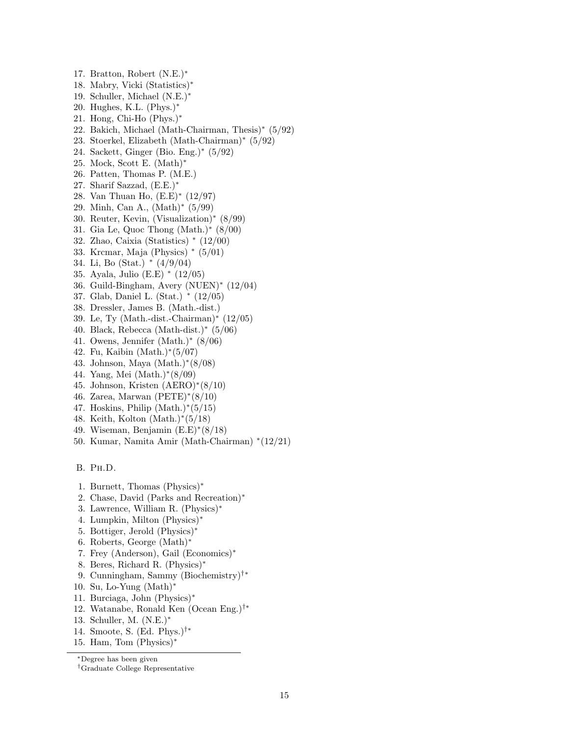17. Bratton, Robert (N.E.)*
18. Mabry, Vicki (Statistics)*
19. Schuller, Michael (N.E.)*
20. Hughes, K.L. (Phys.)*
21. Hong, Chi-Ho (Phys.)*
22. Bakich, Michael (Math-Chairman, Thesis)* (5/92)
23. Stoerkel, Elizabeth (Math-Chairman)* (5/92)
24. Sackett, Ginger (Bio. Eng.)* (5/92)
25. Mock, Scott E. (Math)*
26. Patten, Thomas P. (M.E.)
27. Sharif Sazzad, (E.E.)*
28. Van Thuan Ho, (E.E)* (12/97)
29. Minh, Can A., (Math)* (5/99)
30. Reuter, Kevin, (Visualization)* (8/99)
31. Gia Le, Quoc Thong (Math.)* (8/00)
32. Zhao, Caixia (Statistics) * (12/00)
33. Krcmar, Maja (Physics) * (5/01)
34. Li, Bo (Stat.) * (4/9/04)
35. Ayala, Julio (E.E) * (12/05)
36. Guild-Bingham, Avery (NUEN)* (12/04)
37. Glab, Daniel L. (Stat.) * (12/05)
38. Dressler, James B. (Math.-dist.)
39. Le, Ty (Math.-dist.-Chairman)* (12/05)
40. Black, Rebecca (Math-dist.)* (5/06)
41. Owens, Jennifer (Math.)* (8/06)
42. Fu, Kaibin (Math.)*(5/07)
43. Johnson, Maya (Math.)*(8/08)
44. Yang, Mei (Math.)*(8/09)
45. Johnson, Kristen (AERO)*(8/10)
46. Zarea, Marwan (PETE)*(8/10)
47. Hoskins, Philip (Math.)*(5/15)
48. Keith, Kolton (Math.)*(5/18)
49. Wiseman, Benjamin (E.E)*(8/18)
50. Kumar, Namita Amir (Math-Chairman) *(12/21)

B. Ph.D.

1. Burnett, Thomas (Physics)*
2. Chase, David (Parks and Recreation)*
3. Lawrence, William R. (Physics)*
4. Lumpkin, Milton (Physics)*
5. Bottiger, Jerold (Physics)*
6. Roberts, George (Math)*
7. Frey (Anderson), Gail (Economics)*
8. Beres, Richard R. (Physics)*
9. Cunningham, Sammy (Biochemistry)†*
10. Su, Lo-Yung (Math)*
11. Burciaga, John (Physics)*
12. Watanabe, Ronald Ken (Ocean Eng.)†*
13. Schuller, M. (N.E.)*
14. Smoote, S. (Ed. Phys.)†*
15. Ham, Tom (Physics)*

*Degree has been given

†Graduate College Representative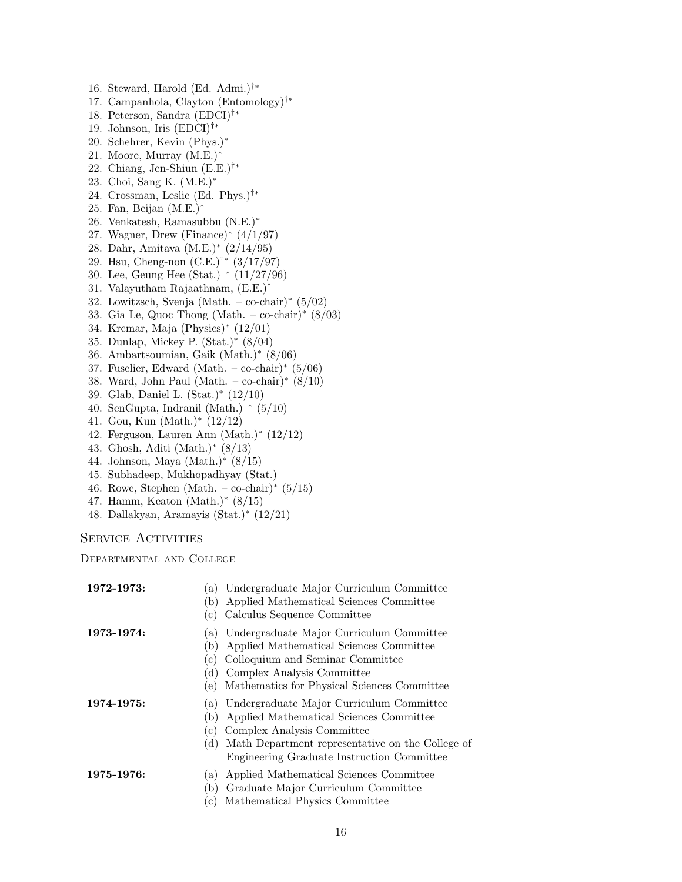16. Steward, Harold (Ed. Admi.)$^{\dagger *}$
17. Campanhola, Clayton (Entomology)$^{\dagger *}$
18. Peterson, Sandra (EDCI)$^{\dagger *}$
19. Johnson, Iris (EDCI)$^{\dagger *}$
20. Schehrer, Kevin (Phys.)$^{*}$
21. Moore, Murray (M.E.)$^{*}$
22. Chiang, Jen-Shiun (E.E.)$^{\dagger *}$
23. Choi, Sang K. (M.E.)$^{*}$
24. Crossman, Leslie (Ed. Phys.)$^{\dagger *}$
25. Fan, Beijan (M.E.)$^{*}$
26. Venkatesh, Ramasubbu (N.E.)$^{*}$
27. Wagner, Drew (Finance)$^{*}$ (4/1/97)
28. Dahr, Amitava (M.E.)$^{*}$ (2/14/95)
29. Hsu, Cheng-non (C.E.)$^{\dagger *}$ (3/17/97)
30. Lee, Geung Hee (Stat.) $^{*}$ (11/27/96)
31. Valayutham Rajaathnam, (E.E.)$^{\dagger}$
32. Lowitzsch, Svenja (Math. – co-chair)$^{*}$ (5/02)
33. Gia Le, Quoc Thong (Math. – co-chair)$^{*}$ (8/03)
34. Krcmar, Maja (Physics)$^{*}$ (12/01)
35. Dunlap, Mickey P. (Stat.)$^{*}$ (8/04)
36. Ambartsoumian, Gaik (Math.)$^{*}$ (8/06)
37. Fuselier, Edward (Math. – co-chair)$^{*}$ (5/06)
38. Ward, John Paul (Math. – co-chair)$^{*}$ (8/10)
39. Glab, Daniel L. (Stat.)$^{*}$ (12/10)
40. SenGupta, Indranil (Math.) $^{*}$ (5/10)
41. Gou, Kun (Math.)$^{*}$ (12/12)
42. Ferguson, Lauren Ann (Math.)$^{*}$ (12/12)
43. Ghosh, Aditi (Math.)$^{*}$ (8/13)
44. Johnson, Maya (Math.)$^{*}$ (8/15)
45. Subhadeep, Mukhopadhyay (Stat.)
46. Rowe, Stephen (Math. – co-chair)$^{*}$ (5/15)
47. Hamm, Keaton (Math.)$^{*}$ (8/15)
48. Dallakyan, Aramayis (Stat.)$^{*}$ (12/21)

## Service Activities

### Departmental and College

**1972-1973:**
(a) Undergraduate Major Curriculum Committee
(b) Applied Mathematical Sciences Committee
(c) Calculus Sequence Committee

**1973-1974:**
(a) Undergraduate Major Curriculum Committee
(b) Applied Mathematical Sciences Committee
(c) Colloquium and Seminar Committee
(d) Complex Analysis Committee
(e) Mathematics for Physical Sciences Committee

**1974-1975:**
(a) Undergraduate Major Curriculum Committee
(b) Applied Mathematical Sciences Committee
(c) Complex Analysis Committee
(d) Math Department representative on the College of Engineering Graduate Instruction Committee

**1975-1976:**
(a) Applied Mathematical Sciences Committee
(b) Graduate Major Curriculum Committee
(c) Mathematical Physics Committee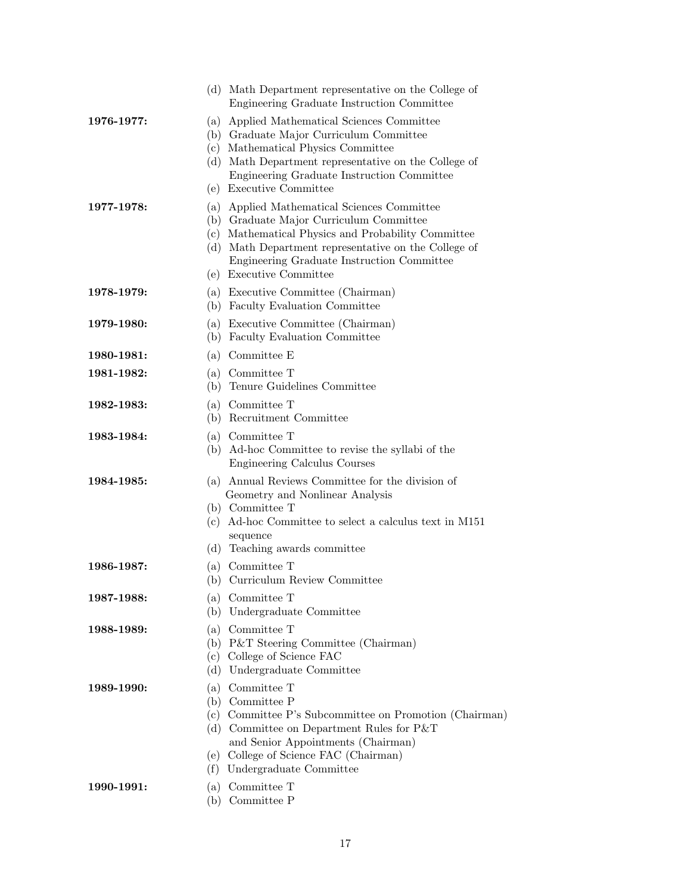(d) Math Department representative on the College of Engineering Graduate Instruction Committee

**1976-1977:**
(a) Applied Mathematical Sciences Committee
(b) Graduate Major Curriculum Committee
(c) Mathematical Physics Committee
(d) Math Department representative on the College of Engineering Graduate Instruction Committee
(e) Executive Committee

**1977-1978:**
(a) Applied Mathematical Sciences Committee
(b) Graduate Major Curriculum Committee
(c) Mathematical Physics and Probability Committee
(d) Math Department representative on the College of Engineering Graduate Instruction Committee
(e) Executive Committee

**1978-1979:**
(a) Executive Committee (Chairman)
(b) Faculty Evaluation Committee

**1979-1980:**
(a) Executive Committee (Chairman)
(b) Faculty Evaluation Committee

**1980-1981:**
(a) Committee E

**1981-1982:**
(a) Committee T
(b) Tenure Guidelines Committee

**1982-1983:**
(a) Committee T
(b) Recruitment Committee

**1983-1984:**
(a) Committee T
(b) Ad-hoc Committee to revise the syllabi of the Engineering Calculus Courses

**1984-1985:**
(a) Annual Reviews Committee for the division of Geometry and Nonlinear Analysis
(b) Committee T
(c) Ad-hoc Committee to select a calculus text in M151 sequence
(d) Teaching awards committee

**1986-1987:**
(a) Committee T
(b) Curriculum Review Committee

**1987-1988:**
(a) Committee T
(b) Undergraduate Committee

**1988-1989:**
(a) Committee T
(b) P&T Steering Committee (Chairman)
(c) College of Science FAC
(d) Undergraduate Committee

**1989-1990:**
(a) Committee T
(b) Committee P
(c) Committee P's Subcommittee on Promotion (Chairman)
(d) Committee on Department Rules for P&T and Senior Appointments (Chairman)
(e) College of Science FAC (Chairman)
(f) Undergraduate Committee

**1990-1991:**
(a) Committee T
(b) Committee P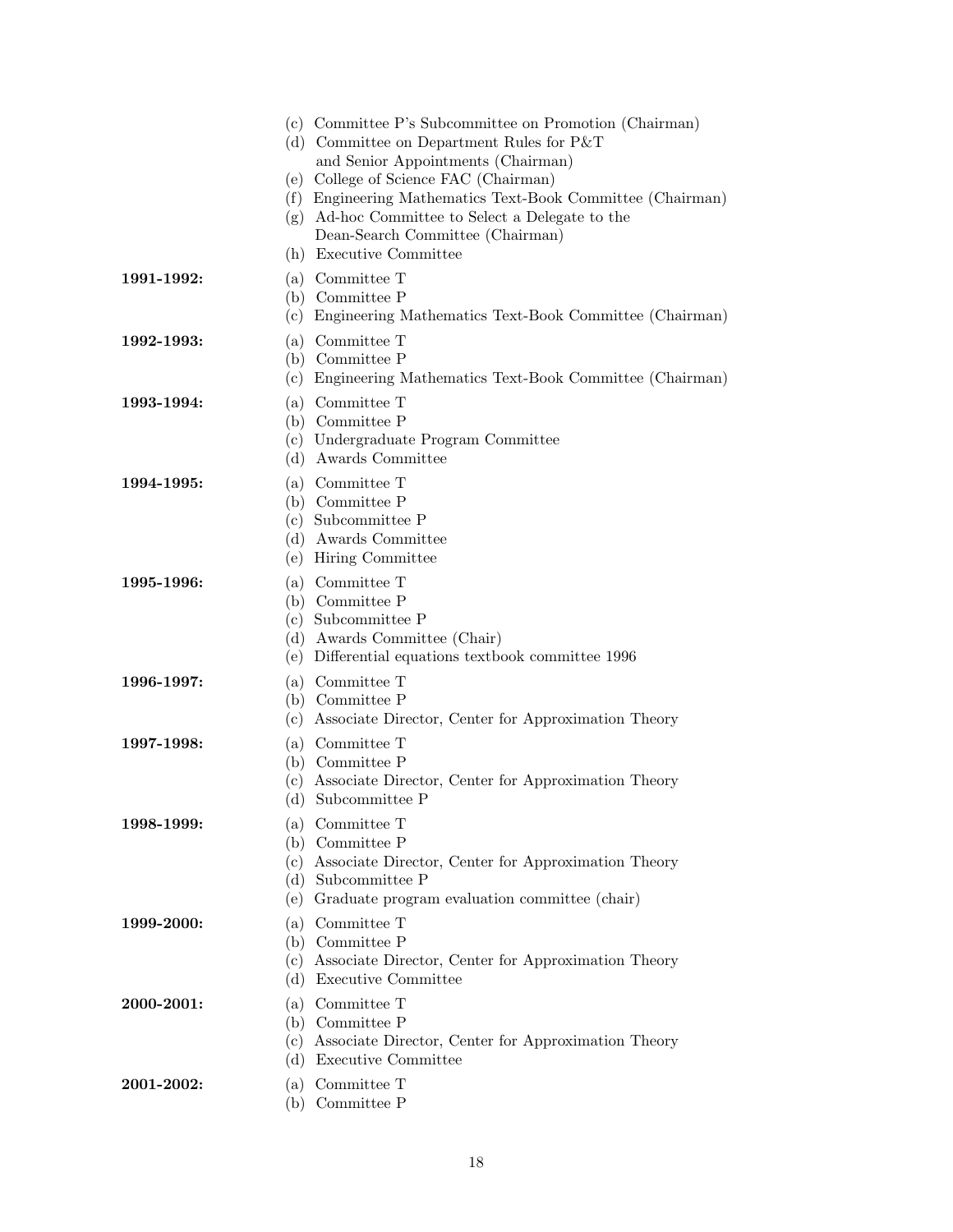(c) Committee P's Subcommittee on Promotion (Chairman)
(d) Committee on Department Rules for P&T
and Senior Appointments (Chairman)
(e) College of Science FAC (Chairman)
(f) Engineering Mathematics Text-Book Committee (Chairman)
(g) Ad-hoc Committee to Select a Delegate to the
Dean-Search Committee (Chairman)
(h) Executive Committee

**1991-1992:**
(a) Committee T
(b) Committee P
(c) Engineering Mathematics Text-Book Committee (Chairman)

**1992-1993:**
(a) Committee T
(b) Committee P
(c) Engineering Mathematics Text-Book Committee (Chairman)

**1993-1994:**
(a) Committee T
(b) Committee P
(c) Undergraduate Program Committee
(d) Awards Committee

**1994-1995:**
(a) Committee T
(b) Committee P
(c) Subcommittee P
(d) Awards Committee
(e) Hiring Committee

**1995-1996:**
(a) Committee T
(b) Committee P
(c) Subcommittee P
(d) Awards Committee (Chair)
(e) Differential equations textbook committee 1996

**1996-1997:**
(a) Committee T
(b) Committee P
(c) Associate Director, Center for Approximation Theory

**1997-1998:**
(a) Committee T
(b) Committee P
(c) Associate Director, Center for Approximation Theory
(d) Subcommittee P

**1998-1999:**
(a) Committee T
(b) Committee P
(c) Associate Director, Center for Approximation Theory
(d) Subcommittee P
(e) Graduate program evaluation committee (chair)

**1999-2000:**
(a) Committee T
(b) Committee P
(c) Associate Director, Center for Approximation Theory
(d) Executive Committee

**2000-2001:**
(a) Committee T
(b) Committee P
(c) Associate Director, Center for Approximation Theory
(d) Executive Committee

**2001-2002:**
(a) Committee T
(b) Committee P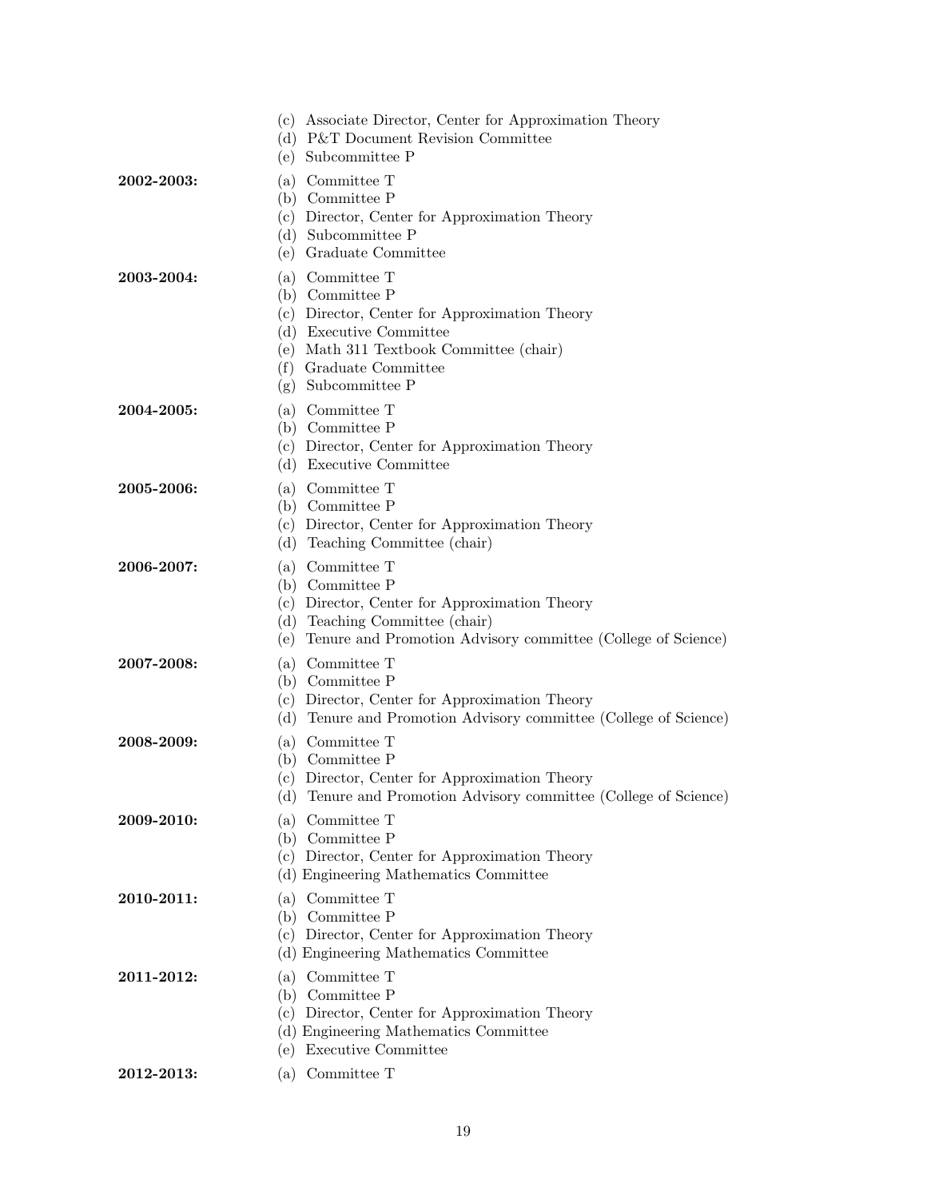(c) Associate Director, Center for Approximation Theory
(d) P&T Document Revision Committee
(e) Subcommittee P

**2002-2003:**
(a) Committee T
(b) Committee P
(c) Director, Center for Approximation Theory
(d) Subcommittee P
(e) Graduate Committee

**2003-2004:**
(a) Committee T
(b) Committee P
(c) Director, Center for Approximation Theory
(d) Executive Committee
(e) Math 311 Textbook Committee (chair)
(f) Graduate Committee
(g) Subcommittee P

**2004-2005:**
(a) Committee T
(b) Committee P
(c) Director, Center for Approximation Theory
(d) Executive Committee

**2005-2006:**
(a) Committee T
(b) Committee P
(c) Director, Center for Approximation Theory
(d) Teaching Committee (chair)

**2006-2007:**
(a) Committee T
(b) Committee P
(c) Director, Center for Approximation Theory
(d) Teaching Committee (chair)
(e) Tenure and Promotion Advisory committee (College of Science)

**2007-2008:**
(a) Committee T
(b) Committee P
(c) Director, Center for Approximation Theory
(d) Tenure and Promotion Advisory committee (College of Science)

**2008-2009:**
(a) Committee T
(b) Committee P
(c) Director, Center for Approximation Theory
(d) Tenure and Promotion Advisory committee (College of Science)

**2009-2010:**
(a) Committee T
(b) Committee P
(c) Director, Center for Approximation Theory
(d) Engineering Mathematics Committee

**2010-2011:**
(a) Committee T
(b) Committee P
(c) Director, Center for Approximation Theory
(d) Engineering Mathematics Committee

**2011-2012:**
(a) Committee T
(b) Committee P
(c) Director, Center for Approximation Theory
(d) Engineering Mathematics Committee
(e) Executive Committee

**2012-2013:**
(a) Committee T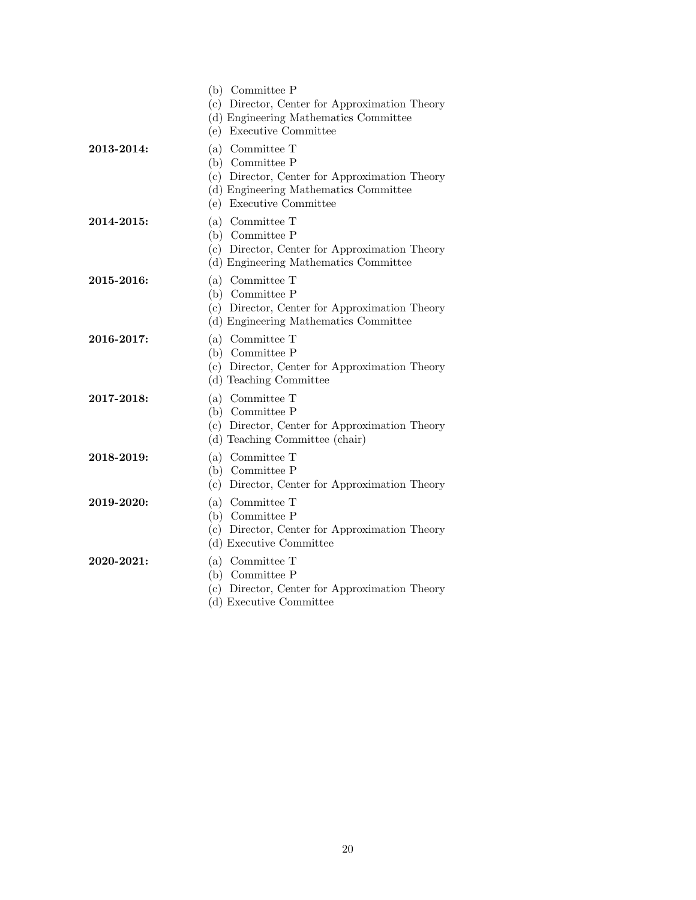(b) Committee P
(c) Director, Center for Approximation Theory
(d) Engineering Mathematics Committee
(e) Executive Committee

**2013-2014:**
(a) Committee T
(b) Committee P
(c) Director, Center for Approximation Theory
(d) Engineering Mathematics Committee
(e) Executive Committee

**2014-2015:**
(a) Committee T
(b) Committee P
(c) Director, Center for Approximation Theory
(d) Engineering Mathematics Committee

**2015-2016:**
(a) Committee T
(b) Committee P
(c) Director, Center for Approximation Theory
(d) Engineering Mathematics Committee

**2016-2017:**
(a) Committee T
(b) Committee P
(c) Director, Center for Approximation Theory
(d) Teaching Committee

**2017-2018:**
(a) Committee T
(b) Committee P
(c) Director, Center for Approximation Theory
(d) Teaching Committee (chair)

**2018-2019:**
(a) Committee T
(b) Committee P
(c) Director, Center for Approximation Theory

**2019-2020:**
(a) Committee T
(b) Committee P
(c) Director, Center for Approximation Theory
(d) Executive Committee

**2020-2021:**
(a) Committee T
(b) Committee P
(c) Director, Center for Approximation Theory
(d) Executive Committee